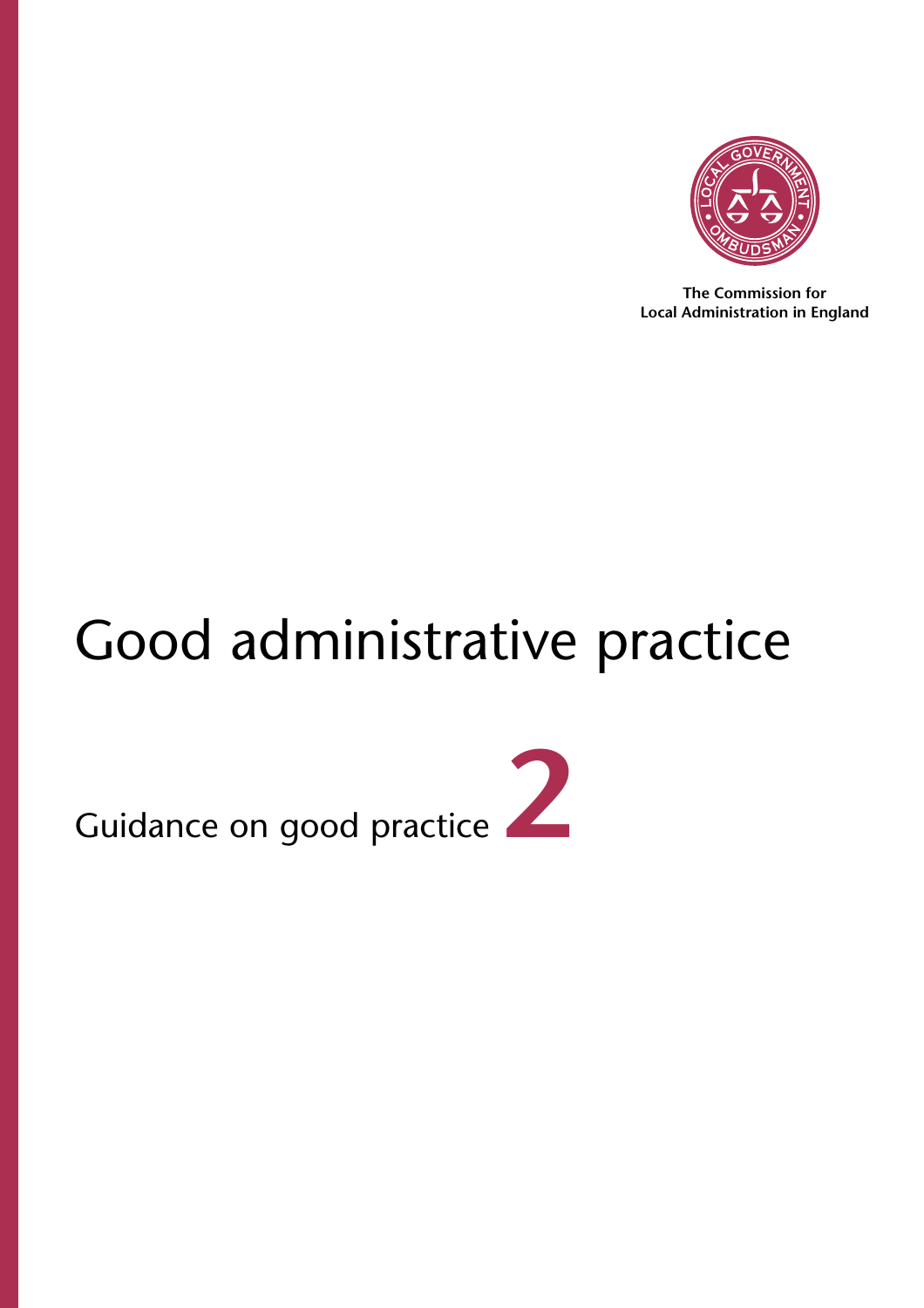The Commission for
Local Administration in England

# Good administrative practice

## Guidance on good practice 2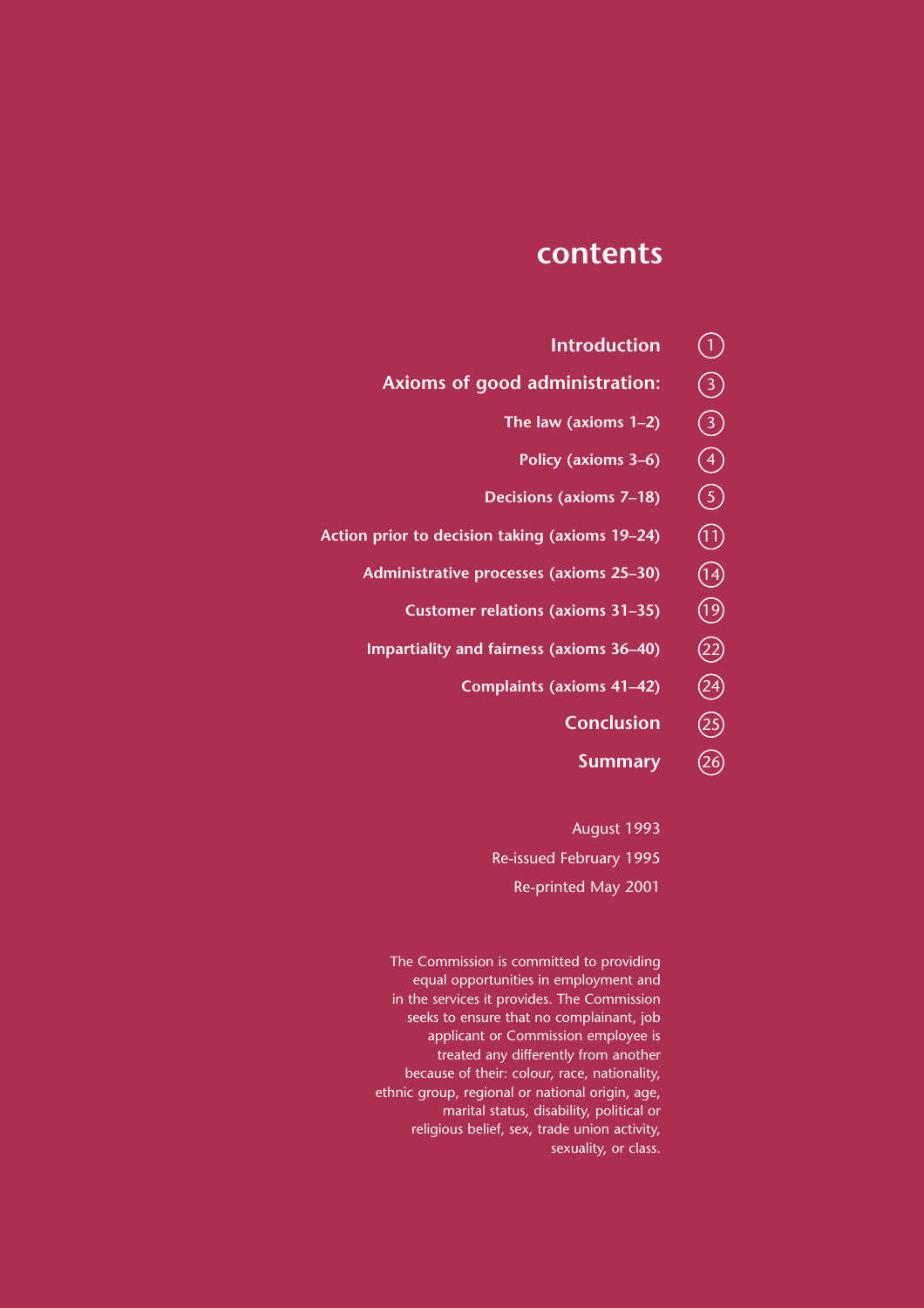# contents

| | |
|---|---|
| **Introduction** | 1 |
| **Axioms of good administration:** | 3 |
| **The law (axioms 1–2)** | 3 |
| **Policy (axioms 3–6)** | 4 |
| **Decisions (axioms 7–18)** | 5 |
| **Action prior to decision taking (axioms 19–24)** | 11 |
| **Administrative processes (axioms 25–30)** | 14 |
| **Customer relations (axioms 31–35)** | 19 |
| **Impartiality and fairness (axioms 36–40)** | 22 |
| **Complaints (axioms 41–42)** | 24 |
| **Conclusion** | 25 |
| **Summary** | 26 |

August 1993

Re-issued February 1995

Re-printed May 2001

The Commission is committed to providing equal opportunities in employment and in the services it provides. The Commission seeks to ensure that no complainant, job applicant or Commission employee is treated any differently from another because of their: colour, race, nationality, ethnic group, regional or national origin, age, marital status, disability, political or religious belief, sex, trade union activity, sexuality, or class.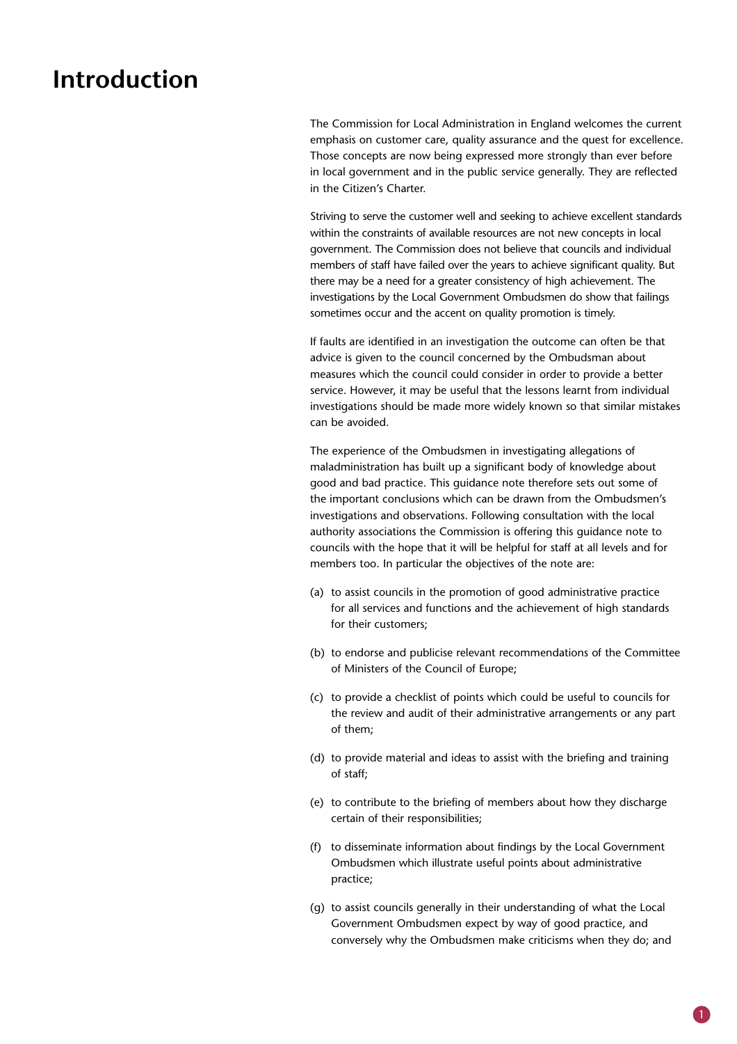# Introduction

The Commission for Local Administration in England welcomes the current emphasis on customer care, quality assurance and the quest for excellence. Those concepts are now being expressed more strongly than ever before in local government and in the public service generally. They are reflected in the Citizen's Charter.

Striving to serve the customer well and seeking to achieve excellent standards within the constraints of available resources are not new concepts in local government. The Commission does not believe that councils and individual members of staff have failed over the years to achieve significant quality. But there may be a need for a greater consistency of high achievement. The investigations by the Local Government Ombudsmen do show that failings sometimes occur and the accent on quality promotion is timely.

If faults are identified in an investigation the outcome can often be that advice is given to the council concerned by the Ombudsman about measures which the council could consider in order to provide a better service. However, it may be useful that the lessons learnt from individual investigations should be made more widely known so that similar mistakes can be avoided.

The experience of the Ombudsmen in investigating allegations of maladministration has built up a significant body of knowledge about good and bad practice. This guidance note therefore sets out some of the important conclusions which can be drawn from the Ombudsmen's investigations and observations. Following consultation with the local authority associations the Commission is offering this guidance note to councils with the hope that it will be helpful for staff at all levels and for members too. In particular the objectives of the note are:

(a) to assist councils in the promotion of good administrative practice for all services and functions and the achievement of high standards for their customers;

(b) to endorse and publicise relevant recommendations of the Committee of Ministers of the Council of Europe;

(c) to provide a checklist of points which could be useful to councils for the review and audit of their administrative arrangements or any part of them;

(d) to provide material and ideas to assist with the briefing and training of staff;

(e) to contribute to the briefing of members about how they discharge certain of their responsibilities;

(f) to disseminate information about findings by the Local Government Ombudsmen which illustrate useful points about administrative practice;

(g) to assist councils generally in their understanding of what the Local Government Ombudsmen expect by way of good practice, and conversely why the Ombudsmen make criticisms when they do; and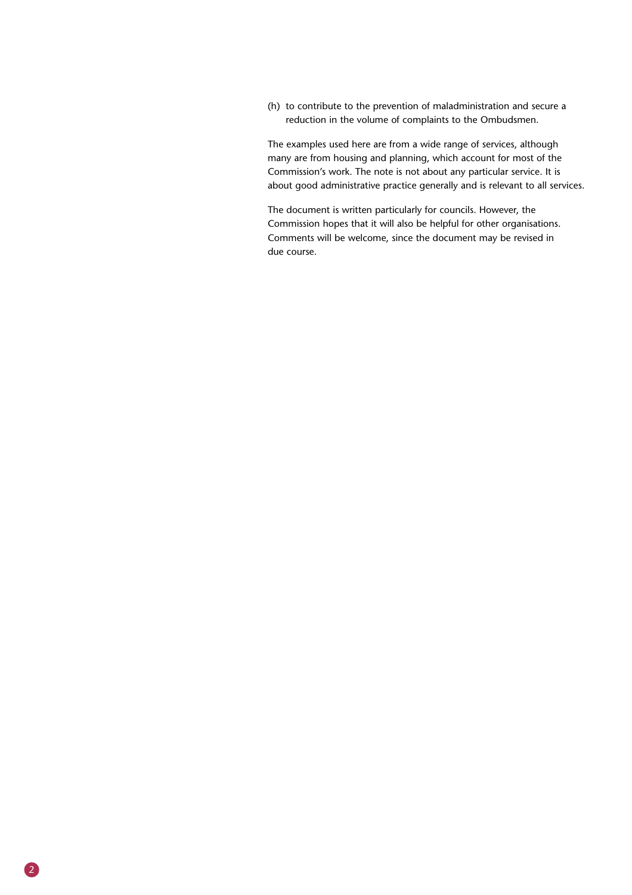(h) to contribute to the prevention of maladministration and secure a reduction in the volume of complaints to the Ombudsmen.

The examples used here are from a wide range of services, although many are from housing and planning, which account for most of the Commission's work. The note is not about any particular service. It is about good administrative practice generally and is relevant to all services.

The document is written particularly for councils. However, the Commission hopes that it will also be helpful for other organisations. Comments will be welcome, since the document may be revised in due course.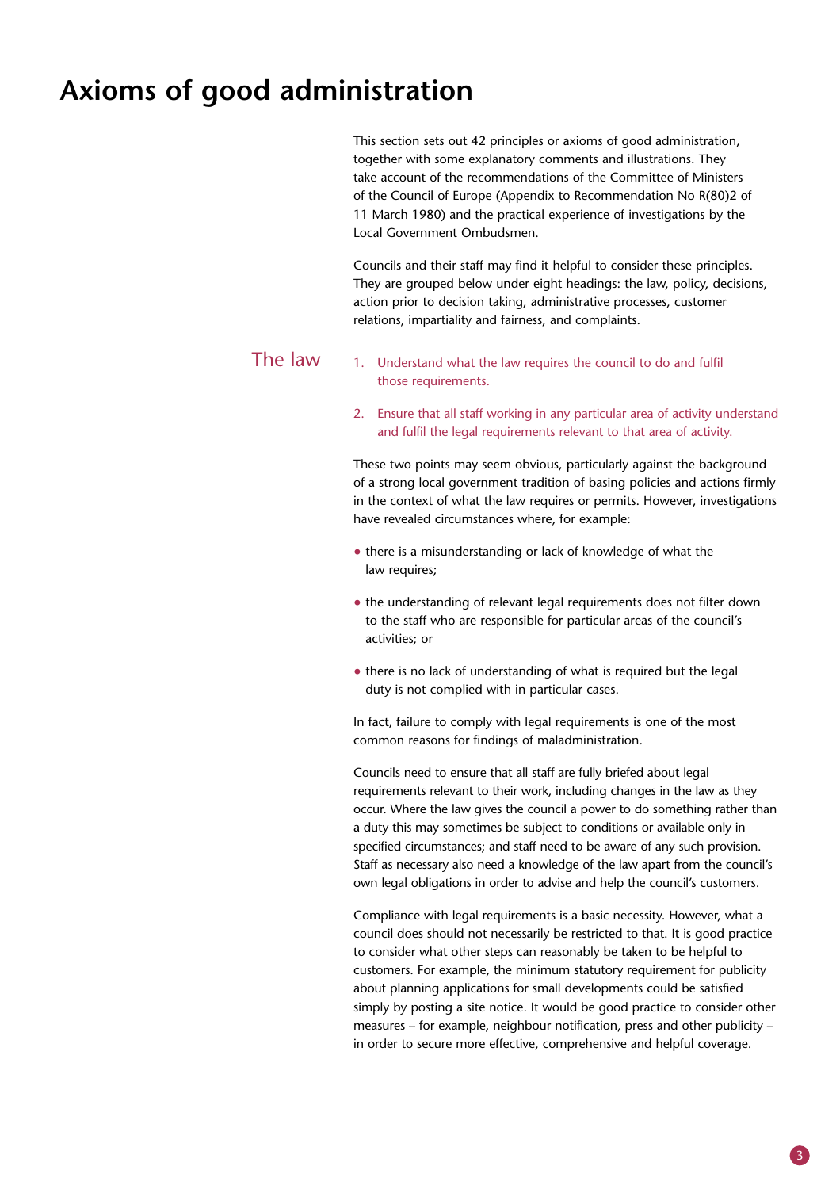# Axioms of good administration

This section sets out 42 principles or axioms of good administration, together with some explanatory comments and illustrations. They take account of the recommendations of the Committee of Ministers of the Council of Europe (Appendix to Recommendation No R(80)2 of 11 March 1980) and the practical experience of investigations by the Local Government Ombudsmen.

Councils and their staff may find it helpful to consider these principles. They are grouped below under eight headings: the law, policy, decisions, action prior to decision taking, administrative processes, customer relations, impartiality and fairness, and complaints.

## The law

1. Understand what the law requires the council to do and fulfil those requirements.
2. Ensure that all staff working in any particular area of activity understand and fulfil the legal requirements relevant to that area of activity.

These two points may seem obvious, particularly against the background of a strong local government tradition of basing policies and actions firmly in the context of what the law requires or permits. However, investigations have revealed circumstances where, for example:

- there is a misunderstanding or lack of knowledge of what the law requires;
- the understanding of relevant legal requirements does not filter down to the staff who are responsible for particular areas of the council's activities; or
- there is no lack of understanding of what is required but the legal duty is not complied with in particular cases.

In fact, failure to comply with legal requirements is one of the most common reasons for findings of maladministration.

Councils need to ensure that all staff are fully briefed about legal requirements relevant to their work, including changes in the law as they occur. Where the law gives the council a power to do something rather than a duty this may sometimes be subject to conditions or available only in specified circumstances; and staff need to be aware of any such provision. Staff as necessary also need a knowledge of the law apart from the council's own legal obligations in order to advise and help the council's customers.

Compliance with legal requirements is a basic necessity. However, what a council does should not necessarily be restricted to that. It is good practice to consider what other steps can reasonably be taken to be helpful to customers. For example, the minimum statutory requirement for publicity about planning applications for small developments could be satisfied simply by posting a site notice. It would be good practice to consider other measures – for example, neighbour notification, press and other publicity – in order to secure more effective, comprehensive and helpful coverage.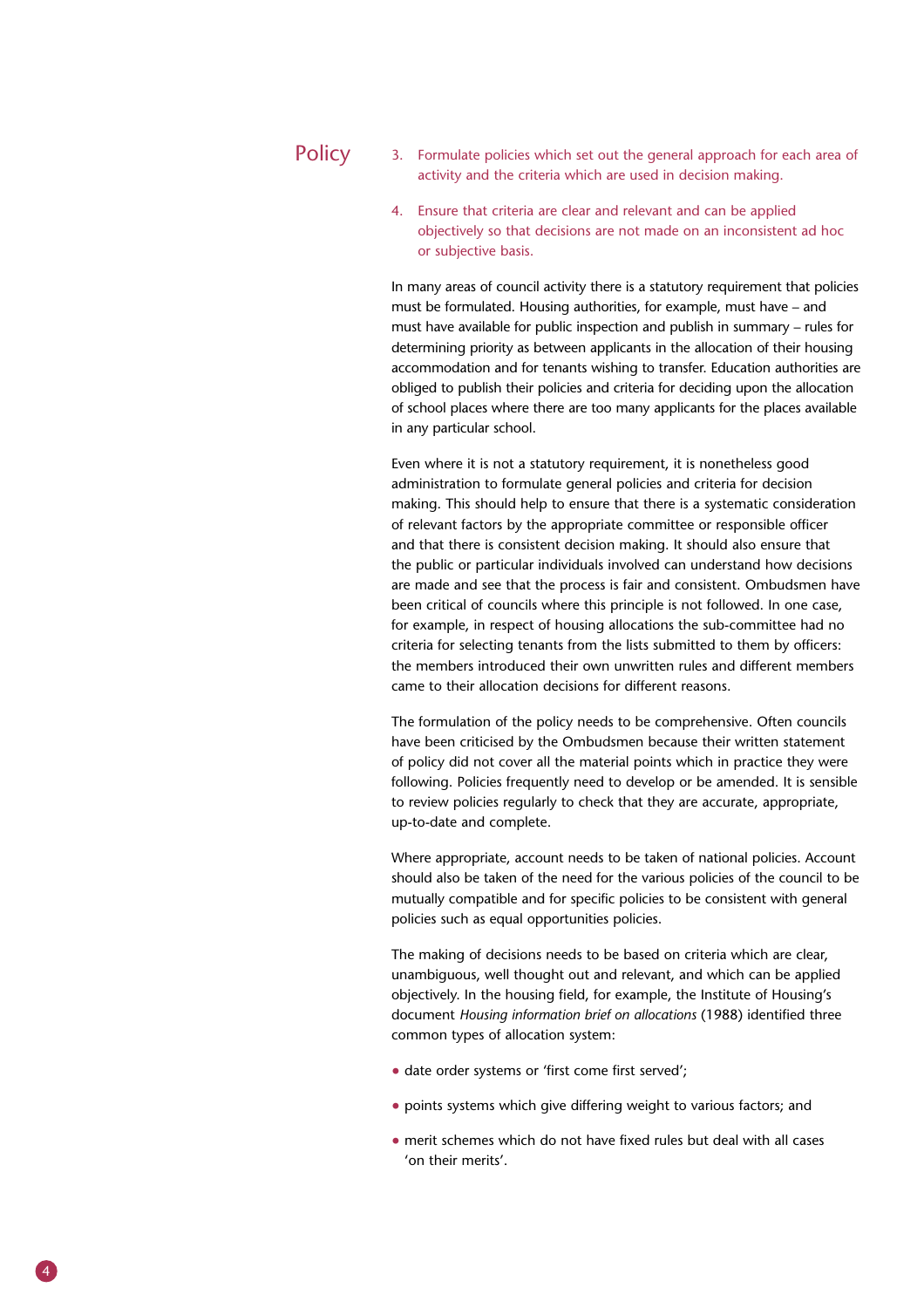## Policy

3. Formulate policies which set out the general approach for each area of activity and the criteria which are used in decision making.

4. Ensure that criteria are clear and relevant and can be applied objectively so that decisions are not made on an inconsistent ad hoc or subjective basis.

In many areas of council activity there is a statutory requirement that policies must be formulated. Housing authorities, for example, must have – and must have available for public inspection and publish in summary – rules for determining priority as between applicants in the allocation of their housing accommodation and for tenants wishing to transfer. Education authorities are obliged to publish their policies and criteria for deciding upon the allocation of school places where there are too many applicants for the places available in any particular school.

Even where it is not a statutory requirement, it is nonetheless good administration to formulate general policies and criteria for decision making. This should help to ensure that there is a systematic consideration of relevant factors by the appropriate committee or responsible officer and that there is consistent decision making. It should also ensure that the public or particular individuals involved can understand how decisions are made and see that the process is fair and consistent. Ombudsmen have been critical of councils where this principle is not followed. In one case, for example, in respect of housing allocations the sub-committee had no criteria for selecting tenants from the lists submitted to them by officers: the members introduced their own unwritten rules and different members came to their allocation decisions for different reasons.

The formulation of the policy needs to be comprehensive. Often councils have been criticised by the Ombudsmen because their written statement of policy did not cover all the material points which in practice they were following. Policies frequently need to develop or be amended. It is sensible to review policies regularly to check that they are accurate, appropriate, up-to-date and complete.

Where appropriate, account needs to be taken of national policies. Account should also be taken of the need for the various policies of the council to be mutually compatible and for specific policies to be consistent with general policies such as equal opportunities policies.

The making of decisions needs to be based on criteria which are clear, unambiguous, well thought out and relevant, and which can be applied objectively. In the housing field, for example, the Institute of Housing's document *Housing information brief on allocations* (1988) identified three common types of allocation system:

- date order systems or 'first come first served';
- points systems which give differing weight to various factors; and
- merit schemes which do not have fixed rules but deal with all cases 'on their merits'.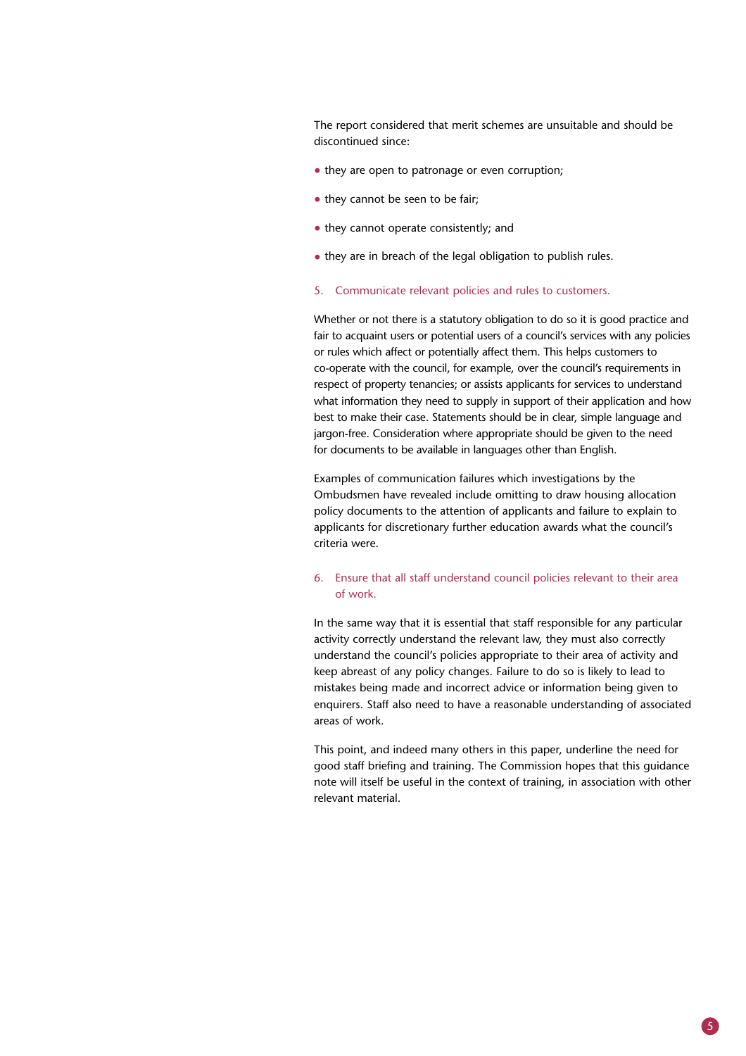The report considered that merit schemes are unsuitable and should be discontinued since:

- they are open to patronage or even corruption;
- they cannot be seen to be fair;
- they cannot operate consistently; and
- they are in breach of the legal obligation to publish rules.

### 5. Communicate relevant policies and rules to customers.

Whether or not there is a statutory obligation to do so it is good practice and fair to acquaint users or potential users of a council's services with any policies or rules which affect or potentially affect them. This helps customers to co-operate with the council, for example, over the council's requirements in respect of property tenancies; or assists applicants for services to understand what information they need to supply in support of their application and how best to make their case. Statements should be in clear, simple language and jargon-free. Consideration where appropriate should be given to the need for documents to be available in languages other than English.

Examples of communication failures which investigations by the Ombudsmen have revealed include omitting to draw housing allocation policy documents to the attention of applicants and failure to explain to applicants for discretionary further education awards what the council's criteria were.

### 6. Ensure that all staff understand council policies relevant to their area of work.

In the same way that it is essential that staff responsible for any particular activity correctly understand the relevant law, they must also correctly understand the council's policies appropriate to their area of activity and keep abreast of any policy changes. Failure to do so is likely to lead to mistakes being made and incorrect advice or information being given to enquirers. Staff also need to have a reasonable understanding of associated areas of work.

This point, and indeed many others in this paper, underline the need for good staff briefing and training. The Commission hopes that this guidance note will itself be useful in the context of training, in association with other relevant material.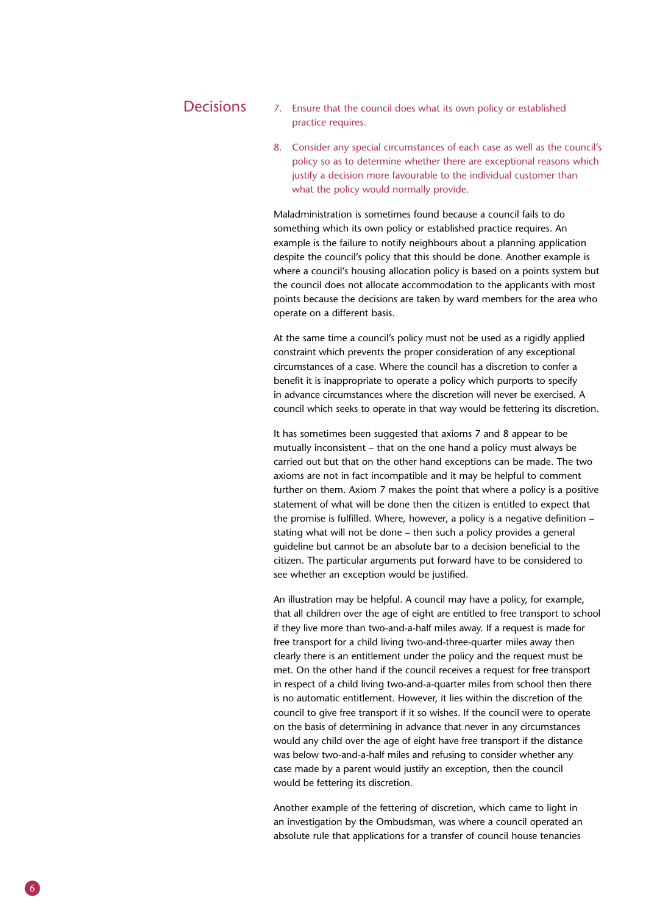## Decisions

7. Ensure that the council does what its own policy or established practice requires.

8. Consider any special circumstances of each case as well as the council's policy so as to determine whether there are exceptional reasons which justify a decision more favourable to the individual customer than what the policy would normally provide.

Maladministration is sometimes found because a council fails to do something which its own policy or established practice requires. An example is the failure to notify neighbours about a planning application despite the council's policy that this should be done. Another example is where a council's housing allocation policy is based on a points system but the council does not allocate accommodation to the applicants with most points because the decisions are taken by ward members for the area who operate on a different basis.

At the same time a council's policy must not be used as a rigidly applied constraint which prevents the proper consideration of any exceptional circumstances of a case. Where the council has a discretion to confer a benefit it is inappropriate to operate a policy which purports to specify in advance circumstances where the discretion will never be exercised. A council which seeks to operate in that way would be fettering its discretion.

It has sometimes been suggested that axioms 7 and 8 appear to be mutually inconsistent – that on the one hand a policy must always be carried out but that on the other hand exceptions can be made. The two axioms are not in fact incompatible and it may be helpful to comment further on them. Axiom 7 makes the point that where a policy is a positive statement of what will be done then the citizen is entitled to expect that the promise is fulfilled. Where, however, a policy is a negative definition – stating what will not be done – then such a policy provides a general guideline but cannot be an absolute bar to a decision beneficial to the citizen. The particular arguments put forward have to be considered to see whether an exception would be justified.

An illustration may be helpful. A council may have a policy, for example, that all children over the age of eight are entitled to free transport to school if they live more than two-and-a-half miles away. If a request is made for free transport for a child living two-and-three-quarter miles away then clearly there is an entitlement under the policy and the request must be met. On the other hand if the council receives a request for free transport in respect of a child living two-and-a-quarter miles from school then there is no automatic entitlement. However, it lies within the discretion of the council to give free transport if it so wishes. If the council were to operate on the basis of determining in advance that never in any circumstances would any child over the age of eight have free transport if the distance was below two-and-a-half miles and refusing to consider whether any case made by a parent would justify an exception, then the council would be fettering its discretion.

Another example of the fettering of discretion, which came to light in an investigation by the Ombudsman, was where a council operated an absolute rule that applications for a transfer of council house tenancies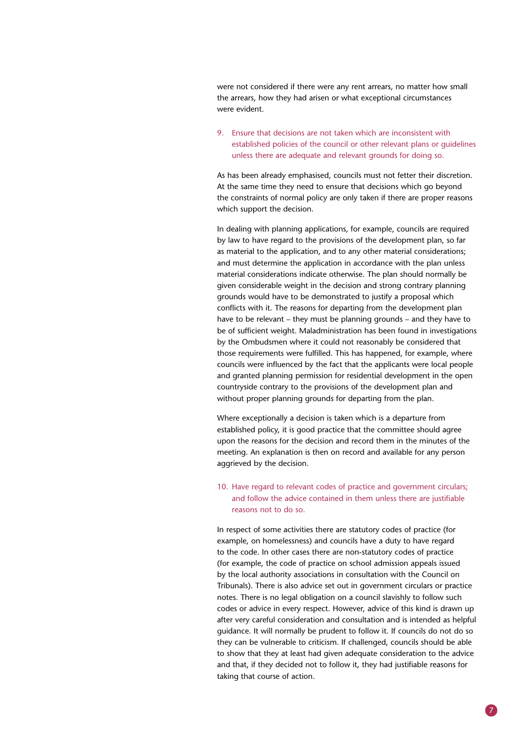were not considered if there were any rent arrears, no matter how small the arrears, how they had arisen or what exceptional circumstances were evident.

### 9. Ensure that decisions are not taken which are inconsistent with established policies of the council or other relevant plans or guidelines unless there are adequate and relevant grounds for doing so.

As has been already emphasised, councils must not fetter their discretion. At the same time they need to ensure that decisions which go beyond the constraints of normal policy are only taken if there are proper reasons which support the decision.

In dealing with planning applications, for example, councils are required by law to have regard to the provisions of the development plan, so far as material to the application, and to any other material considerations; and must determine the application in accordance with the plan unless material considerations indicate otherwise. The plan should normally be given considerable weight in the decision and strong contrary planning grounds would have to be demonstrated to justify a proposal which conflicts with it. The reasons for departing from the development plan have to be relevant – they must be planning grounds – and they have to be of sufficient weight. Maladministration has been found in investigations by the Ombudsmen where it could not reasonably be considered that those requirements were fulfilled. This has happened, for example, where councils were influenced by the fact that the applicants were local people and granted planning permission for residential development in the open countryside contrary to the provisions of the development plan and without proper planning grounds for departing from the plan.

Where exceptionally a decision is taken which is a departure from established policy, it is good practice that the committee should agree upon the reasons for the decision and record them in the minutes of the meeting. An explanation is then on record and available for any person aggrieved by the decision.

### 10. Have regard to relevant codes of practice and government circulars; and follow the advice contained in them unless there are justifiable reasons not to do so.

In respect of some activities there are statutory codes of practice (for example, on homelessness) and councils have a duty to have regard to the code. In other cases there are non-statutory codes of practice (for example, the code of practice on school admission appeals issued by the local authority associations in consultation with the Council on Tribunals). There is also advice set out in government circulars or practice notes. There is no legal obligation on a council slavishly to follow such codes or advice in every respect. However, advice of this kind is drawn up after very careful consideration and consultation and is intended as helpful guidance. It will normally be prudent to follow it. If councils do not do so they can be vulnerable to criticism. If challenged, councils should be able to show that they at least had given adequate consideration to the advice and that, if they decided not to follow it, they had justifiable reasons for taking that course of action.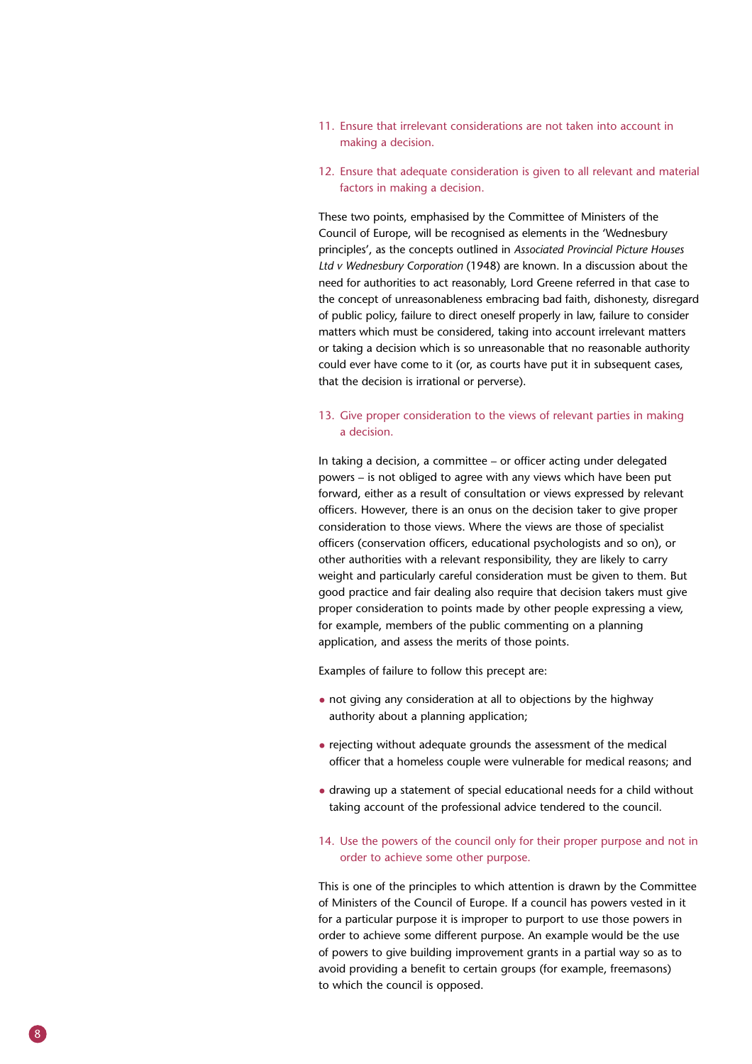11. Ensure that irrelevant considerations are not taken into account in making a decision.

12. Ensure that adequate consideration is given to all relevant and material factors in making a decision.

These two points, emphasised by the Committee of Ministers of the Council of Europe, will be recognised as elements in the 'Wednesbury principles', as the concepts outlined in *Associated Provincial Picture Houses Ltd v Wednesbury Corporation* (1948) are known. In a discussion about the need for authorities to act reasonably, Lord Greene referred in that case to the concept of unreasonableness embracing bad faith, dishonesty, disregard of public policy, failure to direct oneself properly in law, failure to consider matters which must be considered, taking into account irrelevant matters or taking a decision which is so unreasonable that no reasonable authority could ever have come to it (or, as courts have put it in subsequent cases, that the decision is irrational or perverse).

13. Give proper consideration to the views of relevant parties in making a decision.

In taking a decision, a committee – or officer acting under delegated powers – is not obliged to agree with any views which have been put forward, either as a result of consultation or views expressed by relevant officers. However, there is an onus on the decision taker to give proper consideration to those views. Where the views are those of specialist officers (conservation officers, educational psychologists and so on), or other authorities with a relevant responsibility, they are likely to carry weight and particularly careful consideration must be given to them. But good practice and fair dealing also require that decision takers must give proper consideration to points made by other people expressing a view, for example, members of the public commenting on a planning application, and assess the merits of those points.

Examples of failure to follow this precept are:

- not giving any consideration at all to objections by the highway authority about a planning application;
- rejecting without adequate grounds the assessment of the medical officer that a homeless couple were vulnerable for medical reasons; and
- drawing up a statement of special educational needs for a child without taking account of the professional advice tendered to the council.

14. Use the powers of the council only for their proper purpose and not in order to achieve some other purpose.

This is one of the principles to which attention is drawn by the Committee of Ministers of the Council of Europe. If a council has powers vested in it for a particular purpose it is improper to purport to use those powers in order to achieve some different purpose. An example would be the use of powers to give building improvement grants in a partial way so as to avoid providing a benefit to certain groups (for example, freemasons) to which the council is opposed.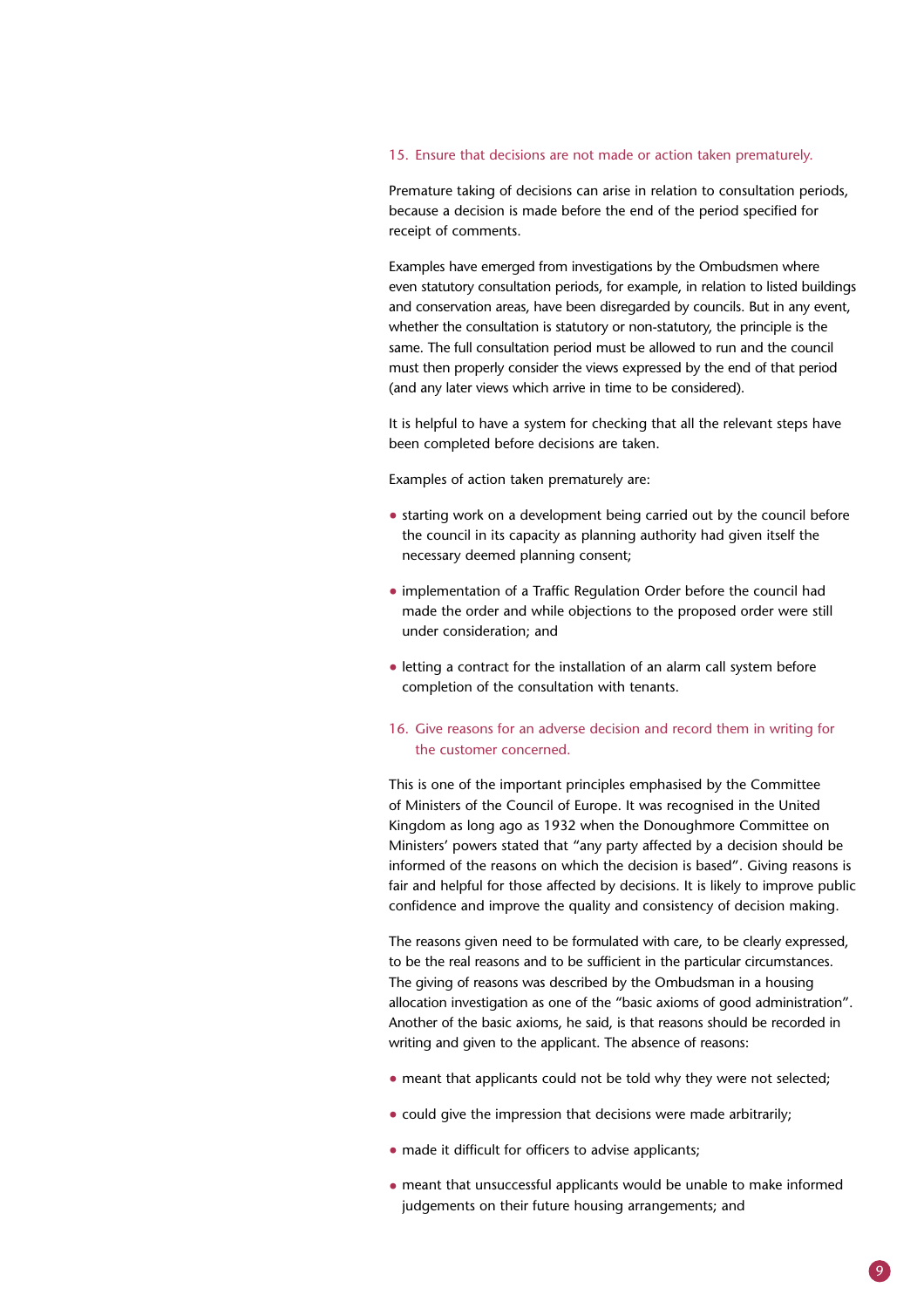### 15. Ensure that decisions are not made or action taken prematurely.

Premature taking of decisions can arise in relation to consultation periods, because a decision is made before the end of the period specified for receipt of comments.

Examples have emerged from investigations by the Ombudsmen where even statutory consultation periods, for example, in relation to listed buildings and conservation areas, have been disregarded by councils. But in any event, whether the consultation is statutory or non-statutory, the principle is the same. The full consultation period must be allowed to run and the council must then properly consider the views expressed by the end of that period (and any later views which arrive in time to be considered).

It is helpful to have a system for checking that all the relevant steps have been completed before decisions are taken.

Examples of action taken prematurely are:

- starting work on a development being carried out by the council before the council in its capacity as planning authority had given itself the necessary deemed planning consent;
- implementation of a Traffic Regulation Order before the council had made the order and while objections to the proposed order were still under consideration; and
- letting a contract for the installation of an alarm call system before completion of the consultation with tenants.

### 16. Give reasons for an adverse decision and record them in writing for the customer concerned.

This is one of the important principles emphasised by the Committee of Ministers of the Council of Europe. It was recognised in the United Kingdom as long ago as 1932 when the Donoughmore Committee on Ministers' powers stated that "any party affected by a decision should be informed of the reasons on which the decision is based". Giving reasons is fair and helpful for those affected by decisions. It is likely to improve public confidence and improve the quality and consistency of decision making.

The reasons given need to be formulated with care, to be clearly expressed, to be the real reasons and to be sufficient in the particular circumstances. The giving of reasons was described by the Ombudsman in a housing allocation investigation as one of the "basic axioms of good administration". Another of the basic axioms, he said, is that reasons should be recorded in writing and given to the applicant. The absence of reasons:

- meant that applicants could not be told why they were not selected;
- could give the impression that decisions were made arbitrarily;
- made it difficult for officers to advise applicants;
- meant that unsuccessful applicants would be unable to make informed judgements on their future housing arrangements; and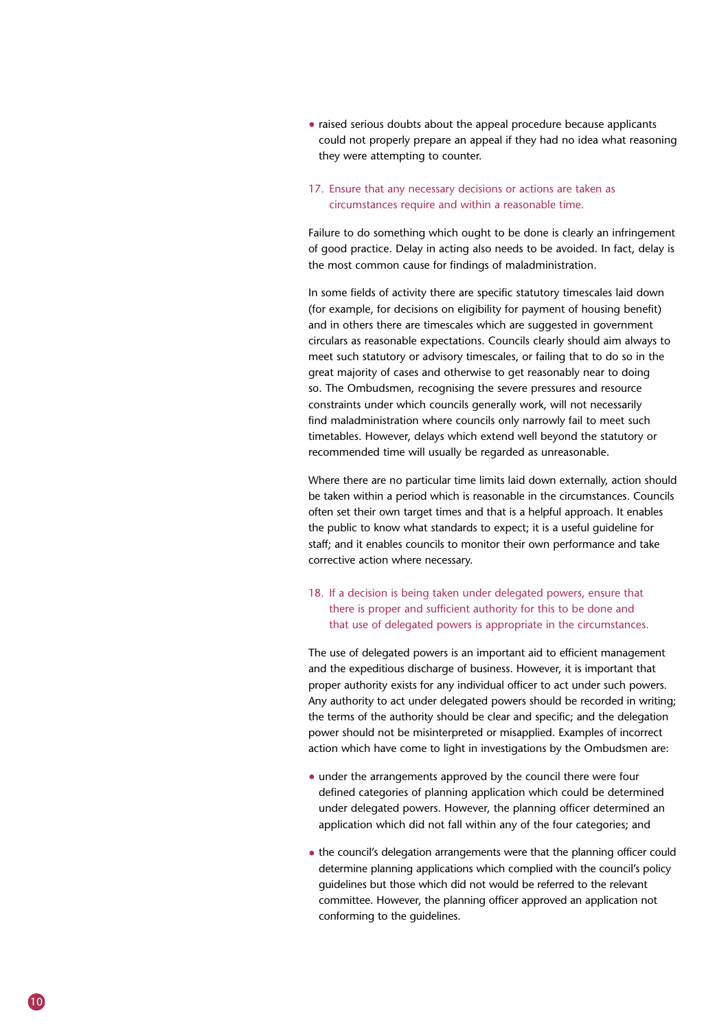- raised serious doubts about the appeal procedure because applicants could not properly prepare an appeal if they had no idea what reasoning they were attempting to counter.

### 17. Ensure that any necessary decisions or actions are taken as circumstances require and within a reasonable time.

Failure to do something which ought to be done is clearly an infringement of good practice. Delay in acting also needs to be avoided. In fact, delay is the most common cause for findings of maladministration.

In some fields of activity there are specific statutory timescales laid down (for example, for decisions on eligibility for payment of housing benefit) and in others there are timescales which are suggested in government circulars as reasonable expectations. Councils clearly should aim always to meet such statutory or advisory timescales, or failing that to do so in the great majority of cases and otherwise to get reasonably near to doing so. The Ombudsmen, recognising the severe pressures and resource constraints under which councils generally work, will not necessarily find maladministration where councils only narrowly fail to meet such timetables. However, delays which extend well beyond the statutory or recommended time will usually be regarded as unreasonable.

Where there are no particular time limits laid down externally, action should be taken within a period which is reasonable in the circumstances. Councils often set their own target times and that is a helpful approach. It enables the public to know what standards to expect; it is a useful guideline for staff; and it enables councils to monitor their own performance and take corrective action where necessary.

### 18. If a decision is being taken under delegated powers, ensure that there is proper and sufficient authority for this to be done and that use of delegated powers is appropriate in the circumstances.

The use of delegated powers is an important aid to efficient management and the expeditious discharge of business. However, it is important that proper authority exists for any individual officer to act under such powers. Any authority to act under delegated powers should be recorded in writing; the terms of the authority should be clear and specific; and the delegation power should not be misinterpreted or misapplied. Examples of incorrect action which have come to light in investigations by the Ombudsmen are:

- under the arrangements approved by the council there were four defined categories of planning application which could be determined under delegated powers. However, the planning officer determined an application which did not fall within any of the four categories; and

- the council's delegation arrangements were that the planning officer could determine planning applications which complied with the council's policy guidelines but those which did not would be referred to the relevant committee. However, the planning officer approved an application not conforming to the guidelines.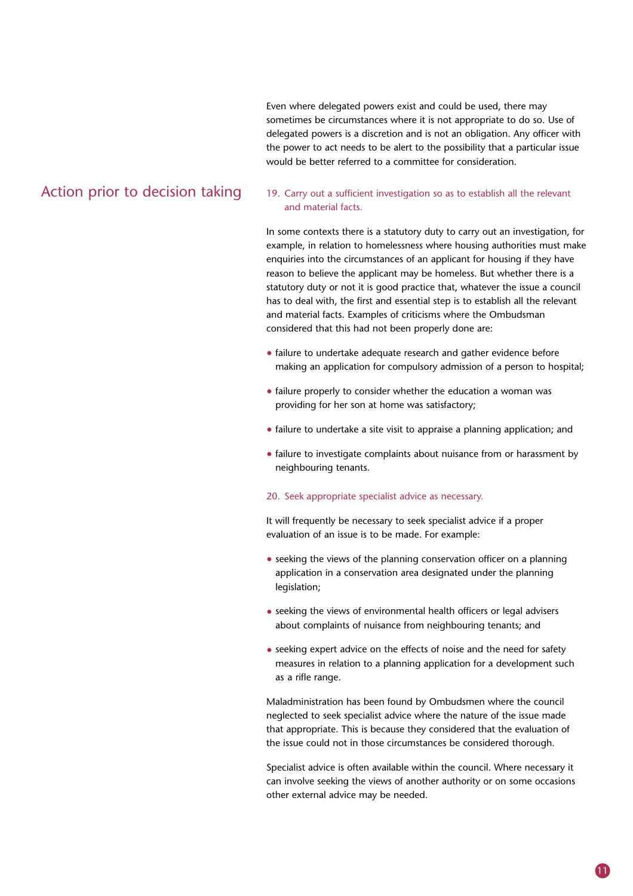Even where delegated powers exist and could be used, there may sometimes be circumstances where it is not appropriate to do so. Use of delegated powers is a discretion and is not an obligation. Any officer with the power to act needs to be alert to the possibility that a particular issue would be better referred to a committee for consideration.

## Action prior to decision taking

### 19. Carry out a sufficient investigation so as to establish all the relevant and material facts.

In some contexts there is a statutory duty to carry out an investigation, for example, in relation to homelessness where housing authorities must make enquiries into the circumstances of an applicant for housing if they have reason to believe the applicant may be homeless. But whether there is a statutory duty or not it is good practice that, whatever the issue a council has to deal with, the first and essential step is to establish all the relevant and material facts. Examples of criticisms where the Ombudsman considered that this had not been properly done are:

- failure to undertake adequate research and gather evidence before making an application for compulsory admission of a person to hospital;
- failure properly to consider whether the education a woman was providing for her son at home was satisfactory;
- failure to undertake a site visit to appraise a planning application; and
- failure to investigate complaints about nuisance from or harassment by neighbouring tenants.

### 20. Seek appropriate specialist advice as necessary.

It will frequently be necessary to seek specialist advice if a proper evaluation of an issue is to be made. For example:

- seeking the views of the planning conservation officer on a planning application in a conservation area designated under the planning legislation;
- seeking the views of environmental health officers or legal advisers about complaints of nuisance from neighbouring tenants; and
- seeking expert advice on the effects of noise and the need for safety measures in relation to a planning application for a development such as a rifle range.

Maladministration has been found by Ombudsmen where the council neglected to seek specialist advice where the nature of the issue made that appropriate. This is because they considered that the evaluation of the issue could not in those circumstances be considered thorough.

Specialist advice is often available within the council. Where necessary it can involve seeking the views of another authority or on some occasions other external advice may be needed.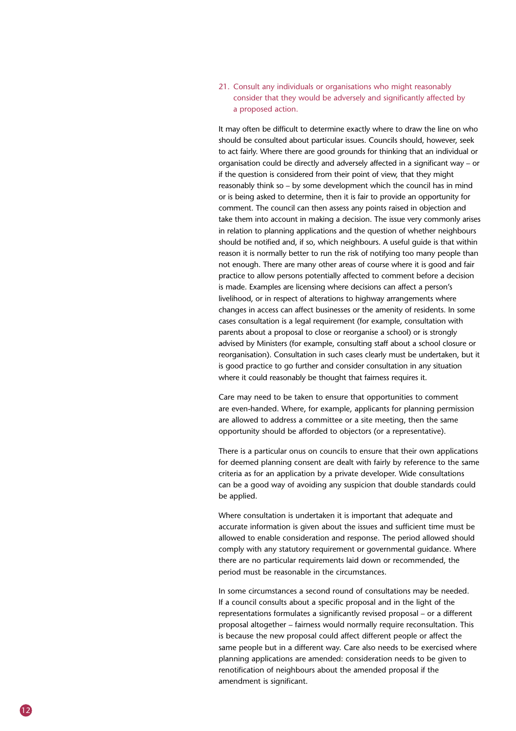### 21. Consult any individuals or organisations who might reasonably consider that they would be adversely and significantly affected by a proposed action.

It may often be difficult to determine exactly where to draw the line on who should be consulted about particular issues. Councils should, however, seek to act fairly. Where there are good grounds for thinking that an individual or organisation could be directly and adversely affected in a significant way – or if the question is considered from their point of view, that they might reasonably think so – by some development which the council has in mind or is being asked to determine, then it is fair to provide an opportunity for comment. The council can then assess any points raised in objection and take them into account in making a decision. The issue very commonly arises in relation to planning applications and the question of whether neighbours should be notified and, if so, which neighbours. A useful guide is that within reason it is normally better to run the risk of notifying too many people than not enough. There are many other areas of course where it is good and fair practice to allow persons potentially affected to comment before a decision is made. Examples are licensing where decisions can affect a person's livelihood, or in respect of alterations to highway arrangements where changes in access can affect businesses or the amenity of residents. In some cases consultation is a legal requirement (for example, consultation with parents about a proposal to close or reorganise a school) or is strongly advised by Ministers (for example, consulting staff about a school closure or reorganisation). Consultation in such cases clearly must be undertaken, but it is good practice to go further and consider consultation in any situation where it could reasonably be thought that fairness requires it.

Care may need to be taken to ensure that opportunities to comment are even-handed. Where, for example, applicants for planning permission are allowed to address a committee or a site meeting, then the same opportunity should be afforded to objectors (or a representative).

There is a particular onus on councils to ensure that their own applications for deemed planning consent are dealt with fairly by reference to the same criteria as for an application by a private developer. Wide consultations can be a good way of avoiding any suspicion that double standards could be applied.

Where consultation is undertaken it is important that adequate and accurate information is given about the issues and sufficient time must be allowed to enable consideration and response. The period allowed should comply with any statutory requirement or governmental guidance. Where there are no particular requirements laid down or recommended, the period must be reasonable in the circumstances.

In some circumstances a second round of consultations may be needed. If a council consults about a specific proposal and in the light of the representations formulates a significantly revised proposal – or a different proposal altogether – fairness would normally require reconsultation. This is because the new proposal could affect different people or affect the same people but in a different way. Care also needs to be exercised where planning applications are amended: consideration needs to be given to renotification of neighbours about the amended proposal if the amendment is significant.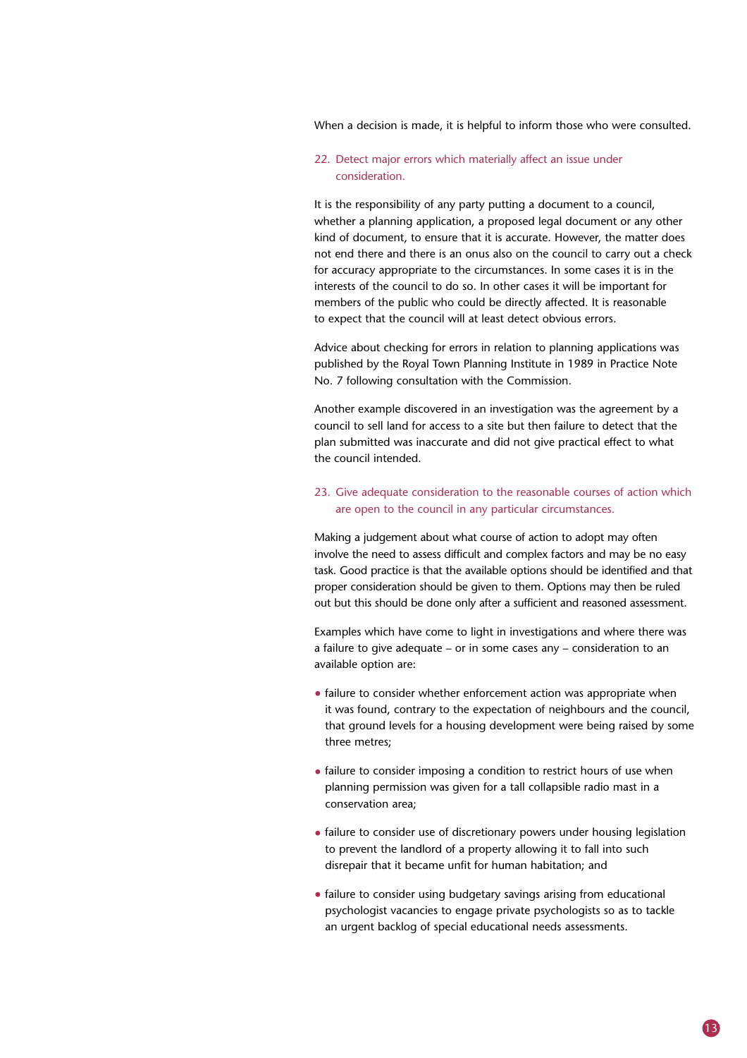When a decision is made, it is helpful to inform those who were consulted.

### 22. Detect major errors which materially affect an issue under consideration.

It is the responsibility of any party putting a document to a council, whether a planning application, a proposed legal document or any other kind of document, to ensure that it is accurate. However, the matter does not end there and there is an onus also on the council to carry out a check for accuracy appropriate to the circumstances. In some cases it is in the interests of the council to do so. In other cases it will be important for members of the public who could be directly affected. It is reasonable to expect that the council will at least detect obvious errors.

Advice about checking for errors in relation to planning applications was published by the Royal Town Planning Institute in 1989 in Practice Note No. 7 following consultation with the Commission.

Another example discovered in an investigation was the agreement by a council to sell land for access to a site but then failure to detect that the plan submitted was inaccurate and did not give practical effect to what the council intended.

### 23. Give adequate consideration to the reasonable courses of action which are open to the council in any particular circumstances.

Making a judgement about what course of action to adopt may often involve the need to assess difficult and complex factors and may be no easy task. Good practice is that the available options should be identified and that proper consideration should be given to them. Options may then be ruled out but this should be done only after a sufficient and reasoned assessment.

Examples which have come to light in investigations and where there was a failure to give adequate – or in some cases any – consideration to an available option are:

- failure to consider whether enforcement action was appropriate when it was found, contrary to the expectation of neighbours and the council, that ground levels for a housing development were being raised by some three metres;
- failure to consider imposing a condition to restrict hours of use when planning permission was given for a tall collapsible radio mast in a conservation area;
- failure to consider use of discretionary powers under housing legislation to prevent the landlord of a property allowing it to fall into such disrepair that it became unfit for human habitation; and
- failure to consider using budgetary savings arising from educational psychologist vacancies to engage private psychologists so as to tackle an urgent backlog of special educational needs assessments.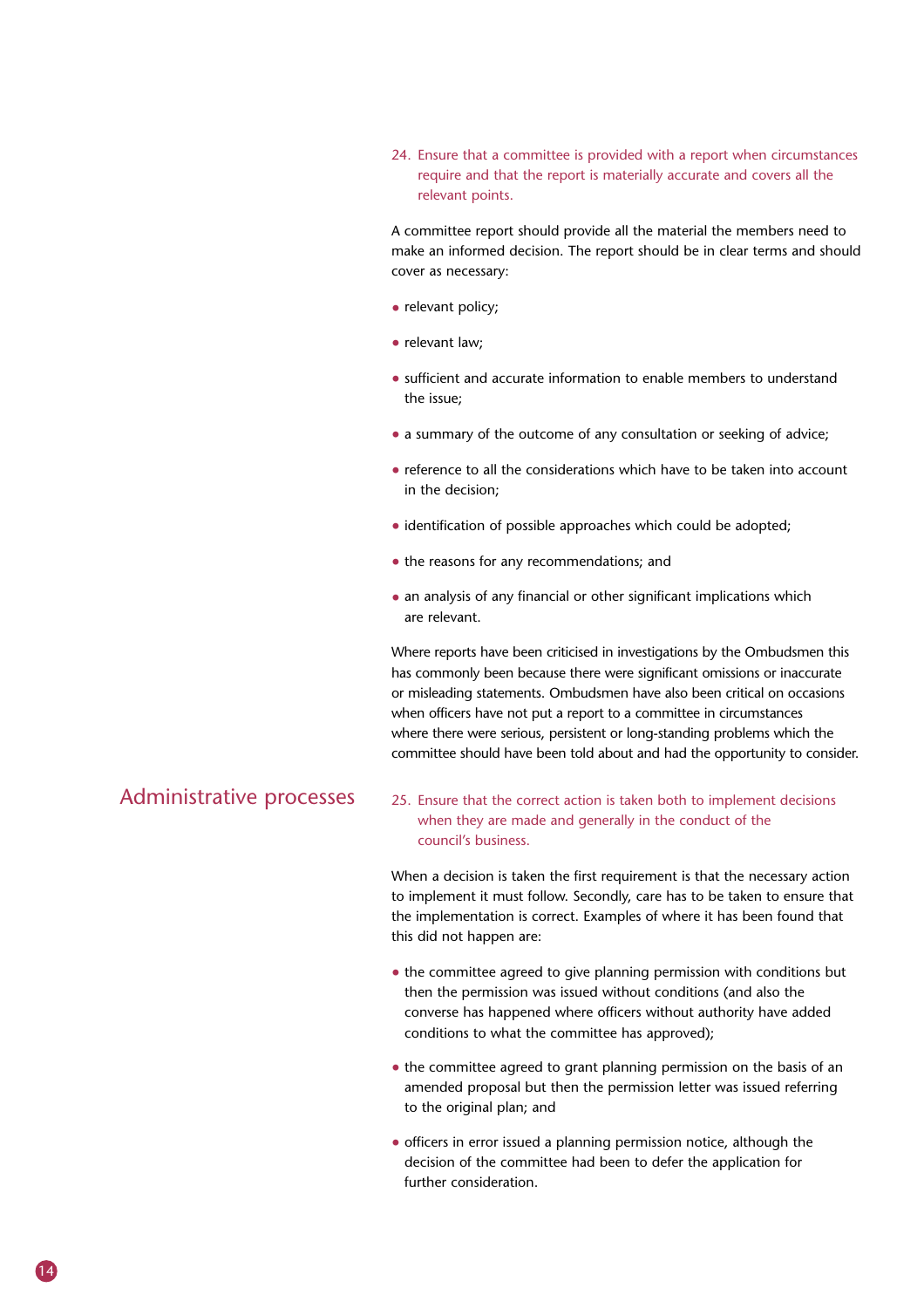**24. Ensure that a committee is provided with a report when circumstances require and that the report is materially accurate and covers all the relevant points.**

A committee report should provide all the material the members need to make an informed decision. The report should be in clear terms and should cover as necessary:

- relevant policy;
- relevant law;
- sufficient and accurate information to enable members to understand the issue;
- a summary of the outcome of any consultation or seeking of advice;
- reference to all the considerations which have to be taken into account in the decision;
- identification of possible approaches which could be adopted;
- the reasons for any recommendations; and
- an analysis of any financial or other significant implications which are relevant.

Where reports have been criticised in investigations by the Ombudsmen this has commonly been because there were significant omissions or inaccurate or misleading statements. Ombudsmen have also been critical on occasions when officers have not put a report to a committee in circumstances where there were serious, persistent or long-standing problems which the committee should have been told about and had the opportunity to consider.

## Administrative processes

**25. Ensure that the correct action is taken both to implement decisions when they are made and generally in the conduct of the council's business.**

When a decision is taken the first requirement is that the necessary action to implement it must follow. Secondly, care has to be taken to ensure that the implementation is correct. Examples of where it has been found that this did not happen are:

- the committee agreed to give planning permission with conditions but then the permission was issued without conditions (and also the converse has happened where officers without authority have added conditions to what the committee has approved);
- the committee agreed to grant planning permission on the basis of an amended proposal but then the permission letter was issued referring to the original plan; and
- officers in error issued a planning permission notice, although the decision of the committee had been to defer the application for further consideration.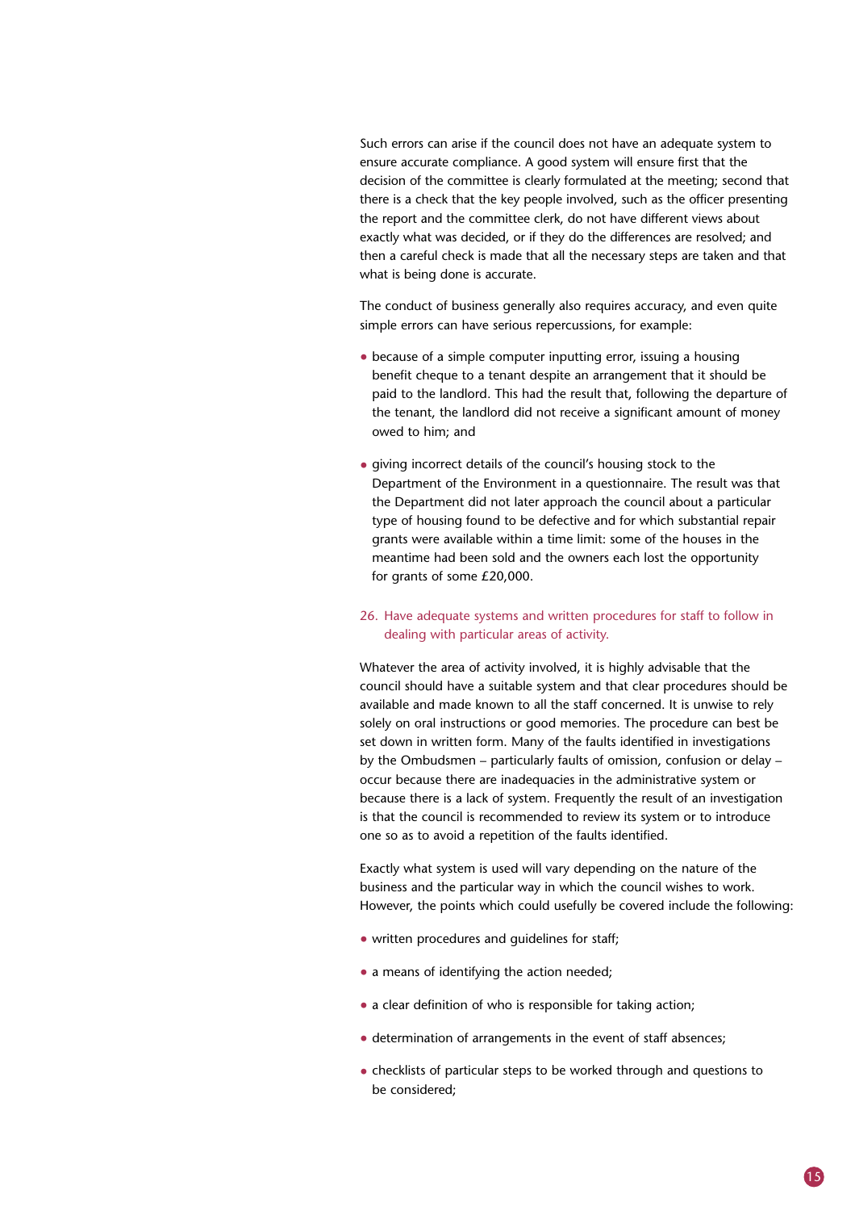Such errors can arise if the council does not have an adequate system to ensure accurate compliance. A good system will ensure first that the decision of the committee is clearly formulated at the meeting; second that there is a check that the key people involved, such as the officer presenting the report and the committee clerk, do not have different views about exactly what was decided, or if they do the differences are resolved; and then a careful check is made that all the necessary steps are taken and that what is being done is accurate.

The conduct of business generally also requires accuracy, and even quite simple errors can have serious repercussions, for example:

- because of a simple computer inputting error, issuing a housing benefit cheque to a tenant despite an arrangement that it should be paid to the landlord. This had the result that, following the departure of the tenant, the landlord did not receive a significant amount of money owed to him; and

- giving incorrect details of the council's housing stock to the Department of the Environment in a questionnaire. The result was that the Department did not later approach the council about a particular type of housing found to be defective and for which substantial repair grants were available within a time limit: some of the houses in the meantime had been sold and the owners each lost the opportunity for grants of some £20,000.

### 26. Have adequate systems and written procedures for staff to follow in dealing with particular areas of activity.

Whatever the area of activity involved, it is highly advisable that the council should have a suitable system and that clear procedures should be available and made known to all the staff concerned. It is unwise to rely solely on oral instructions or good memories. The procedure can best be set down in written form. Many of the faults identified in investigations by the Ombudsmen – particularly faults of omission, confusion or delay – occur because there are inadequacies in the administrative system or because there is a lack of system. Frequently the result of an investigation is that the council is recommended to review its system or to introduce one so as to avoid a repetition of the faults identified.

Exactly what system is used will vary depending on the nature of the business and the particular way in which the council wishes to work. However, the points which could usefully be covered include the following:

- written procedures and guidelines for staff;
- a means of identifying the action needed;
- a clear definition of who is responsible for taking action;
- determination of arrangements in the event of staff absences;
- checklists of particular steps to be worked through and questions to be considered;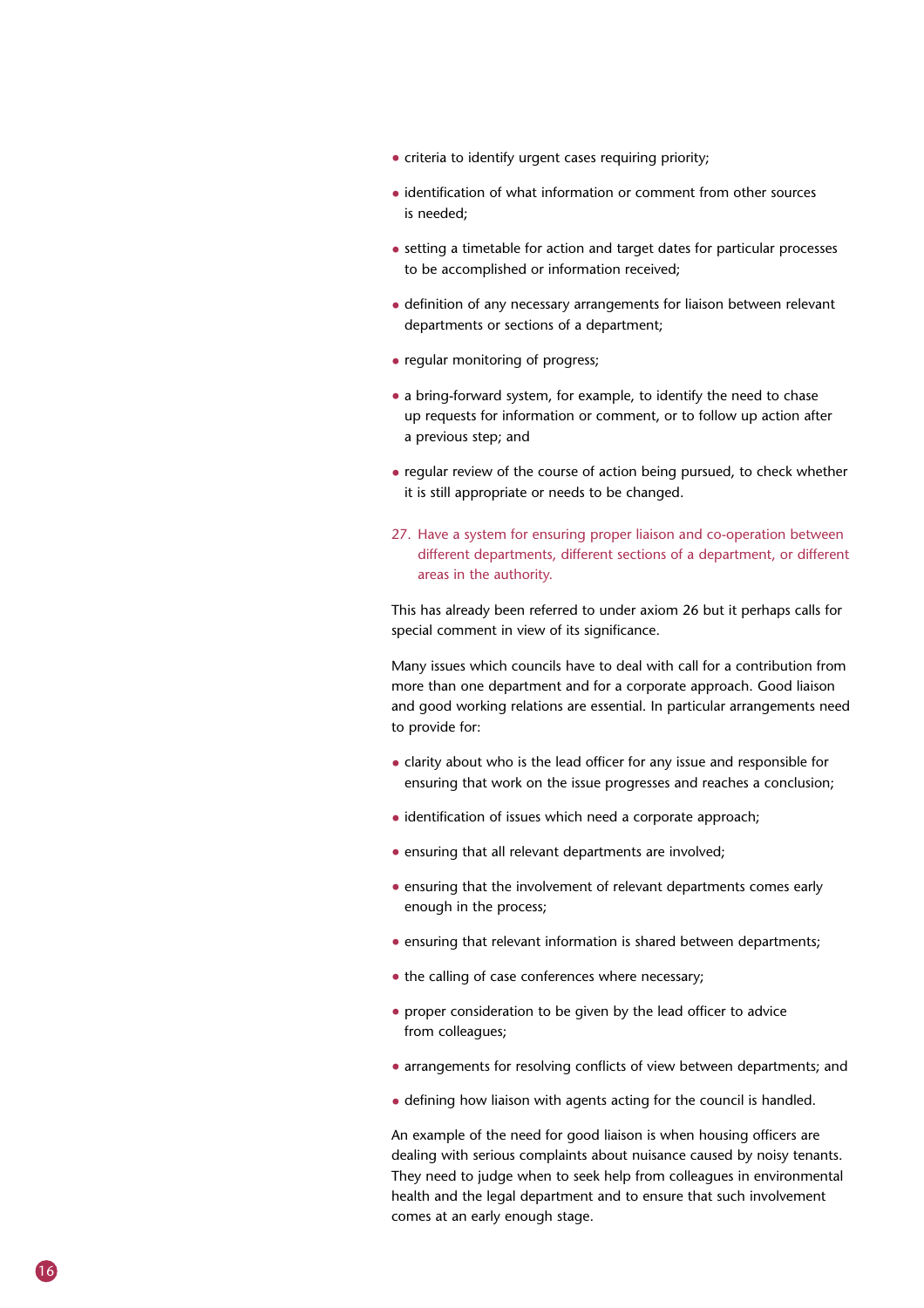- criteria to identify urgent cases requiring priority;
- identification of what information or comment from other sources is needed;
- setting a timetable for action and target dates for particular processes to be accomplished or information received;
- definition of any necessary arrangements for liaison between relevant departments or sections of a department;
- regular monitoring of progress;
- a bring-forward system, for example, to identify the need to chase up requests for information or comment, or to follow up action after a previous step; and
- regular review of the course of action being pursued, to check whether it is still appropriate or needs to be changed.

### 27. Have a system for ensuring proper liaison and co-operation between different departments, different sections of a department, or different areas in the authority.

This has already been referred to under axiom 26 but it perhaps calls for special comment in view of its significance.

Many issues which councils have to deal with call for a contribution from more than one department and for a corporate approach. Good liaison and good working relations are essential. In particular arrangements need to provide for:

- clarity about who is the lead officer for any issue and responsible for ensuring that work on the issue progresses and reaches a conclusion;
- identification of issues which need a corporate approach;
- ensuring that all relevant departments are involved;
- ensuring that the involvement of relevant departments comes early enough in the process;
- ensuring that relevant information is shared between departments;
- the calling of case conferences where necessary;
- proper consideration to be given by the lead officer to advice from colleagues;
- arrangements for resolving conflicts of view between departments; and
- defining how liaison with agents acting for the council is handled.

An example of the need for good liaison is when housing officers are dealing with serious complaints about nuisance caused by noisy tenants. They need to judge when to seek help from colleagues in environmental health and the legal department and to ensure that such involvement comes at an early enough stage.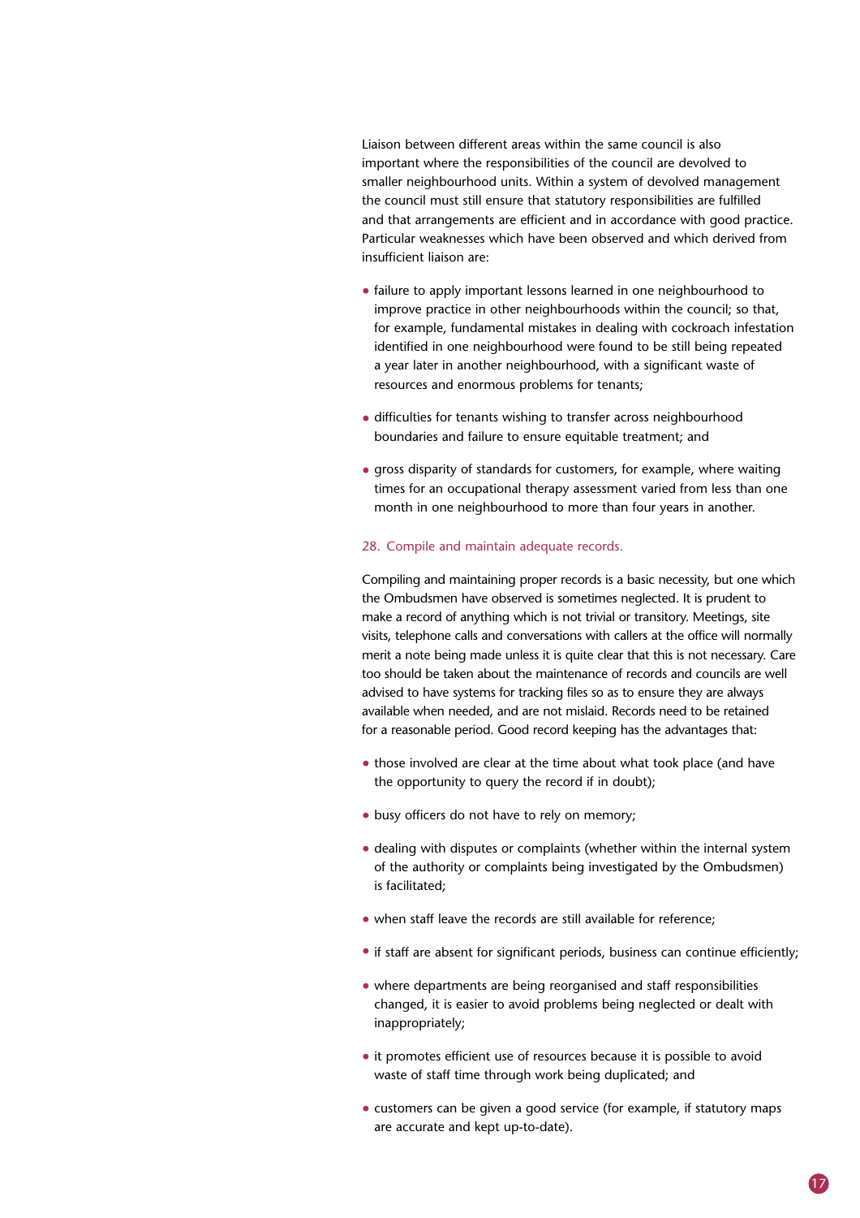Liaison between different areas within the same council is also important where the responsibilities of the council are devolved to smaller neighbourhood units. Within a system of devolved management the council must still ensure that statutory responsibilities are fulfilled and that arrangements are efficient and in accordance with good practice. Particular weaknesses which have been observed and which derived from insufficient liaison are:

- failure to apply important lessons learned in one neighbourhood to improve practice in other neighbourhoods within the council; so that, for example, fundamental mistakes in dealing with cockroach infestation identified in one neighbourhood were found to be still being repeated a year later in another neighbourhood, with a significant waste of resources and enormous problems for tenants;
- difficulties for tenants wishing to transfer across neighbourhood boundaries and failure to ensure equitable treatment; and
- gross disparity of standards for customers, for example, where waiting times for an occupational therapy assessment varied from less than one month in one neighbourhood to more than four years in another.

## 28. Compile and maintain adequate records.

Compiling and maintaining proper records is a basic necessity, but one which the Ombudsmen have observed is sometimes neglected. It is prudent to make a record of anything which is not trivial or transitory. Meetings, site visits, telephone calls and conversations with callers at the office will normally merit a note being made unless it is quite clear that this is not necessary. Care too should be taken about the maintenance of records and councils are well advised to have systems for tracking files so as to ensure they are always available when needed, and are not mislaid. Records need to be retained for a reasonable period. Good record keeping has the advantages that:

- those involved are clear at the time about what took place (and have the opportunity to query the record if in doubt);
- busy officers do not have to rely on memory;
- dealing with disputes or complaints (whether within the internal system of the authority or complaints being investigated by the Ombudsmen) is facilitated;
- when staff leave the records are still available for reference;
- if staff are absent for significant periods, business can continue efficiently;
- where departments are being reorganised and staff responsibilities changed, it is easier to avoid problems being neglected or dealt with inappropriately;
- it promotes efficient use of resources because it is possible to avoid waste of staff time through work being duplicated; and
- customers can be given a good service (for example, if statutory maps are accurate and kept up-to-date).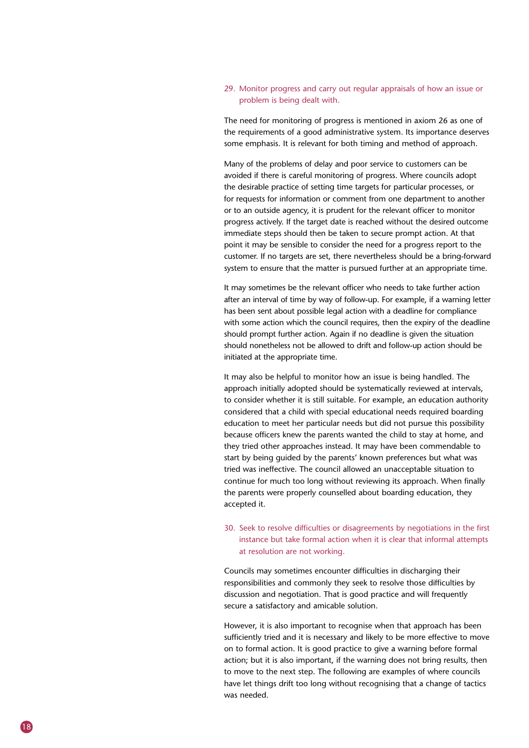### 29. Monitor progress and carry out regular appraisals of how an issue or problem is being dealt with.

The need for monitoring of progress is mentioned in axiom 26 as one of the requirements of a good administrative system. Its importance deserves some emphasis. It is relevant for both timing and method of approach.

Many of the problems of delay and poor service to customers can be avoided if there is careful monitoring of progress. Where councils adopt the desirable practice of setting time targets for particular processes, or for requests for information or comment from one department to another or to an outside agency, it is prudent for the relevant officer to monitor progress actively. If the target date is reached without the desired outcome immediate steps should then be taken to secure prompt action. At that point it may be sensible to consider the need for a progress report to the customer. If no targets are set, there nevertheless should be a bring-forward system to ensure that the matter is pursued further at an appropriate time.

It may sometimes be the relevant officer who needs to take further action after an interval of time by way of follow-up. For example, if a warning letter has been sent about possible legal action with a deadline for compliance with some action which the council requires, then the expiry of the deadline should prompt further action. Again if no deadline is given the situation should nonetheless not be allowed to drift and follow-up action should be initiated at the appropriate time.

It may also be helpful to monitor how an issue is being handled. The approach initially adopted should be systematically reviewed at intervals, to consider whether it is still suitable. For example, an education authority considered that a child with special educational needs required boarding education to meet her particular needs but did not pursue this possibility because officers knew the parents wanted the child to stay at home, and they tried other approaches instead. It may have been commendable to start by being guided by the parents' known preferences but what was tried was ineffective. The council allowed an unacceptable situation to continue for much too long without reviewing its approach. When finally the parents were properly counselled about boarding education, they accepted it.

### 30. Seek to resolve difficulties or disagreements by negotiations in the first instance but take formal action when it is clear that informal attempts at resolution are not working.

Councils may sometimes encounter difficulties in discharging their responsibilities and commonly they seek to resolve those difficulties by discussion and negotiation. That is good practice and will frequently secure a satisfactory and amicable solution.

However, it is also important to recognise when that approach has been sufficiently tried and it is necessary and likely to be more effective to move on to formal action. It is good practice to give a warning before formal action; but it is also important, if the warning does not bring results, then to move to the next step. The following are examples of where councils have let things drift too long without recognising that a change of tactics was needed.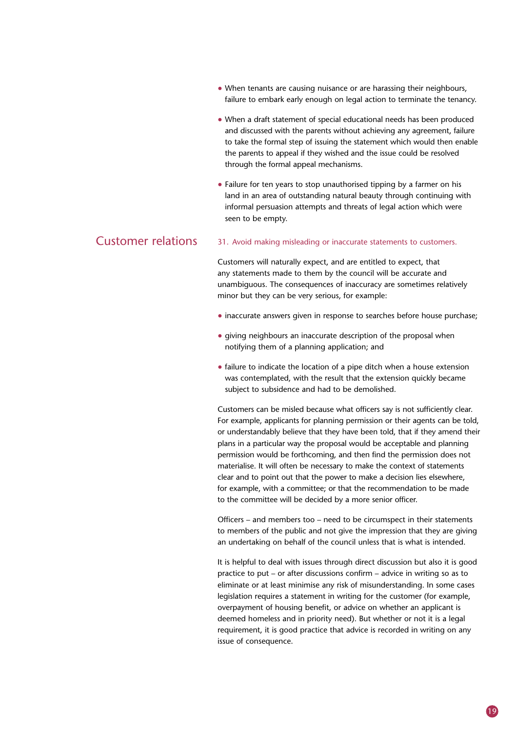- When tenants are causing nuisance or are harassing their neighbours, failure to embark early enough on legal action to terminate the tenancy.
- When a draft statement of special educational needs has been produced and discussed with the parents without achieving any agreement, failure to take the formal step of issuing the statement which would then enable the parents to appeal if they wished and the issue could be resolved through the formal appeal mechanisms.
- Failure for ten years to stop unauthorised tipping by a farmer on his land in an area of outstanding natural beauty through continuing with informal persuasion attempts and threats of legal action which were seen to be empty.

## Customer relations

### 31. Avoid making misleading or inaccurate statements to customers.

Customers will naturally expect, and are entitled to expect, that any statements made to them by the council will be accurate and unambiguous. The consequences of inaccuracy are sometimes relatively minor but they can be very serious, for example:

- inaccurate answers given in response to searches before house purchase;
- giving neighbours an inaccurate description of the proposal when notifying them of a planning application; and
- failure to indicate the location of a pipe ditch when a house extension was contemplated, with the result that the extension quickly became subject to subsidence and had to be demolished.

Customers can be misled because what officers say is not sufficiently clear. For example, applicants for planning permission or their agents can be told, or understandably believe that they have been told, that if they amend their plans in a particular way the proposal would be acceptable and planning permission would be forthcoming, and then find the permission does not materialise. It will often be necessary to make the context of statements clear and to point out that the power to make a decision lies elsewhere, for example, with a committee; or that the recommendation to be made to the committee will be decided by a more senior officer.

Officers – and members too – need to be circumspect in their statements to members of the public and not give the impression that they are giving an undertaking on behalf of the council unless that is what is intended.

It is helpful to deal with issues through direct discussion but also it is good practice to put – or after discussions confirm – advice in writing so as to eliminate or at least minimise any risk of misunderstanding. In some cases legislation requires a statement in writing for the customer (for example, overpayment of housing benefit, or advice on whether an applicant is deemed homeless and in priority need). But whether or not it is a legal requirement, it is good practice that advice is recorded in writing on any issue of consequence.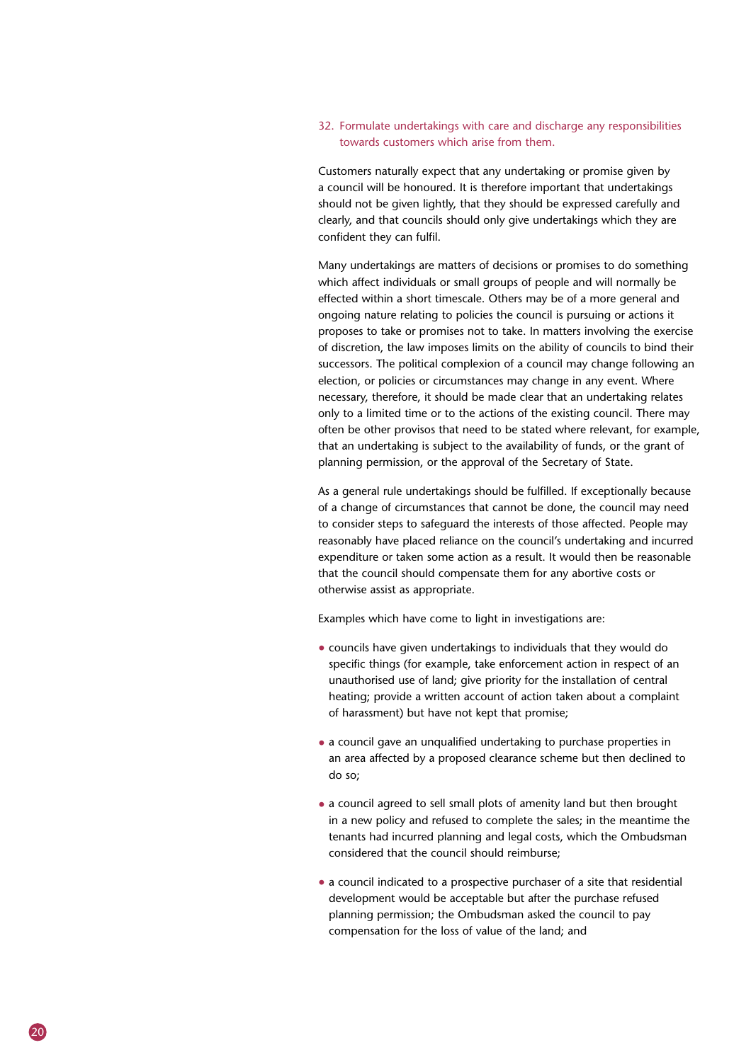### 32. Formulate undertakings with care and discharge any responsibilities towards customers which arise from them.

Customers naturally expect that any undertaking or promise given by a council will be honoured. It is therefore important that undertakings should not be given lightly, that they should be expressed carefully and clearly, and that councils should only give undertakings which they are confident they can fulfil.

Many undertakings are matters of decisions or promises to do something which affect individuals or small groups of people and will normally be effected within a short timescale. Others may be of a more general and ongoing nature relating to policies the council is pursuing or actions it proposes to take or promises not to take. In matters involving the exercise of discretion, the law imposes limits on the ability of councils to bind their successors. The political complexion of a council may change following an election, or policies or circumstances may change in any event. Where necessary, therefore, it should be made clear that an undertaking relates only to a limited time or to the actions of the existing council. There may often be other provisos that need to be stated where relevant, for example, that an undertaking is subject to the availability of funds, or the grant of planning permission, or the approval of the Secretary of State.

As a general rule undertakings should be fulfilled. If exceptionally because of a change of circumstances that cannot be done, the council may need to consider steps to safeguard the interests of those affected. People may reasonably have placed reliance on the council's undertaking and incurred expenditure or taken some action as a result. It would then be reasonable that the council should compensate them for any abortive costs or otherwise assist as appropriate.

Examples which have come to light in investigations are:

- councils have given undertakings to individuals that they would do specific things (for example, take enforcement action in respect of an unauthorised use of land; give priority for the installation of central heating; provide a written account of action taken about a complaint of harassment) but have not kept that promise;
- a council gave an unqualified undertaking to purchase properties in an area affected by a proposed clearance scheme but then declined to do so;
- a council agreed to sell small plots of amenity land but then brought in a new policy and refused to complete the sales; in the meantime the tenants had incurred planning and legal costs, which the Ombudsman considered that the council should reimburse;
- a council indicated to a prospective purchaser of a site that residential development would be acceptable but after the purchase refused planning permission; the Ombudsman asked the council to pay compensation for the loss of value of the land; and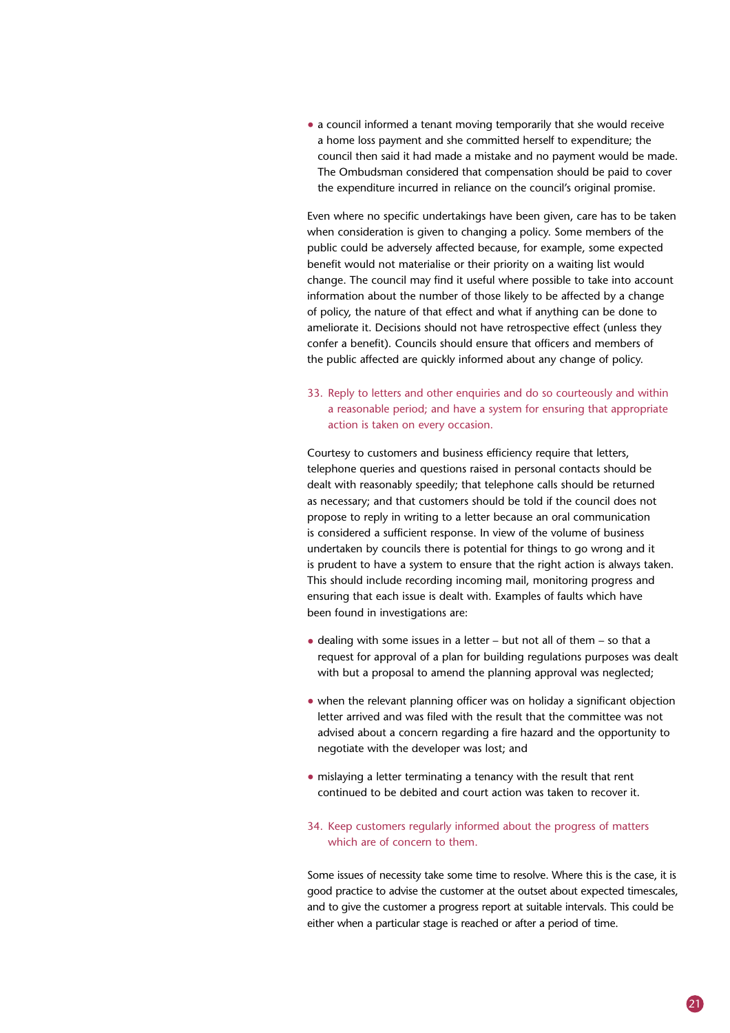- a council informed a tenant moving temporarily that she would receive a home loss payment and she committed herself to expenditure; the council then said it had made a mistake and no payment would be made. The Ombudsman considered that compensation should be paid to cover the expenditure incurred in reliance on the council's original promise.

Even where no specific undertakings have been given, care has to be taken when consideration is given to changing a policy. Some members of the public could be adversely affected because, for example, some expected benefit would not materialise or their priority on a waiting list would change. The council may find it useful where possible to take into account information about the number of those likely to be affected by a change of policy, the nature of that effect and what if anything can be done to ameliorate it. Decisions should not have retrospective effect (unless they confer a benefit). Councils should ensure that officers and members of the public affected are quickly informed about any change of policy.

### 33. Reply to letters and other enquiries and do so courteously and within a reasonable period; and have a system for ensuring that appropriate action is taken on every occasion.

Courtesy to customers and business efficiency require that letters, telephone queries and questions raised in personal contacts should be dealt with reasonably speedily; that telephone calls should be returned as necessary; and that customers should be told if the council does not propose to reply in writing to a letter because an oral communication is considered a sufficient response. In view of the volume of business undertaken by councils there is potential for things to go wrong and it is prudent to have a system to ensure that the right action is always taken. This should include recording incoming mail, monitoring progress and ensuring that each issue is dealt with. Examples of faults which have been found in investigations are:

- dealing with some issues in a letter – but not all of them – so that a request for approval of a plan for building regulations purposes was dealt with but a proposal to amend the planning approval was neglected;
- when the relevant planning officer was on holiday a significant objection letter arrived and was filed with the result that the committee was not advised about a concern regarding a fire hazard and the opportunity to negotiate with the developer was lost; and
- mislaying a letter terminating a tenancy with the result that rent continued to be debited and court action was taken to recover it.

### 34. Keep customers regularly informed about the progress of matters which are of concern to them.

Some issues of necessity take some time to resolve. Where this is the case, it is good practice to advise the customer at the outset about expected timescales, and to give the customer a progress report at suitable intervals. This could be either when a particular stage is reached or after a period of time.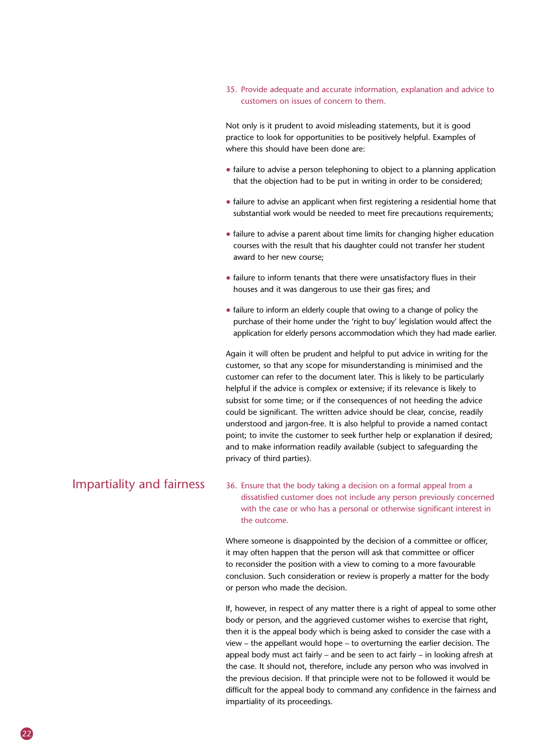35. Provide adequate and accurate information, explanation and advice to customers on issues of concern to them.

Not only is it prudent to avoid misleading statements, but it is good practice to look for opportunities to be positively helpful. Examples of where this should have been done are:

- failure to advise a person telephoning to object to a planning application that the objection had to be put in writing in order to be considered;
- failure to advise an applicant when first registering a residential home that substantial work would be needed to meet fire precautions requirements;
- failure to advise a parent about time limits for changing higher education courses with the result that his daughter could not transfer her student award to her new course;
- failure to inform tenants that there were unsatisfactory flues in their houses and it was dangerous to use their gas fires; and
- failure to inform an elderly couple that owing to a change of policy the purchase of their home under the 'right to buy' legislation would affect the application for elderly persons accommodation which they had made earlier.

Again it will often be prudent and helpful to put advice in writing for the customer, so that any scope for misunderstanding is minimised and the customer can refer to the document later. This is likely to be particularly helpful if the advice is complex or extensive; if its relevance is likely to subsist for some time; or if the consequences of not heeding the advice could be significant. The written advice should be clear, concise, readily understood and jargon-free. It is also helpful to provide a named contact point; to invite the customer to seek further help or explanation if desired; and to make information readily available (subject to safeguarding the privacy of third parties).

## Impartiality and fairness

36. Ensure that the body taking a decision on a formal appeal from a dissatisfied customer does not include any person previously concerned with the case or who has a personal or otherwise significant interest in the outcome.

Where someone is disappointed by the decision of a committee or officer, it may often happen that the person will ask that committee or officer to reconsider the position with a view to coming to a more favourable conclusion. Such consideration or review is properly a matter for the body or person who made the decision.

If, however, in respect of any matter there is a right of appeal to some other body or person, and the aggrieved customer wishes to exercise that right, then it is the appeal body which is being asked to consider the case with a view – the appellant would hope – to overturning the earlier decision. The appeal body must act fairly – and be seen to act fairly – in looking afresh at the case. It should not, therefore, include any person who was involved in the previous decision. If that principle were not to be followed it would be difficult for the appeal body to command any confidence in the fairness and impartiality of its proceedings.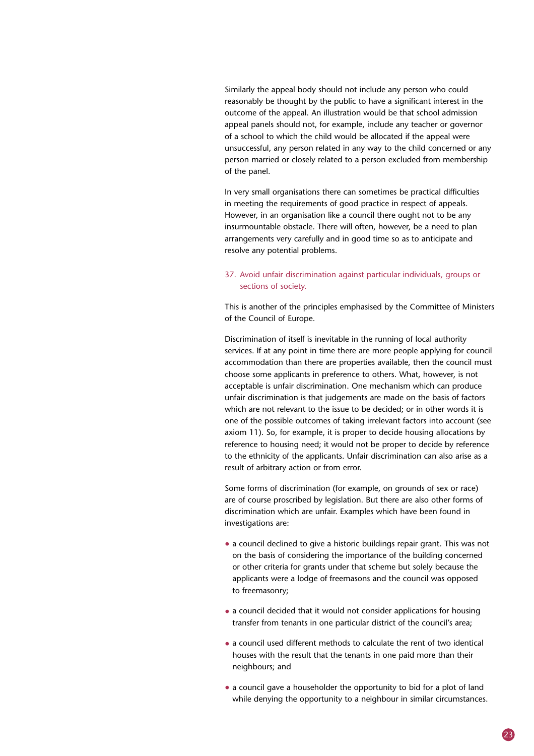Similarly the appeal body should not include any person who could reasonably be thought by the public to have a significant interest in the outcome of the appeal. An illustration would be that school admission appeal panels should not, for example, include any teacher or governor of a school to which the child would be allocated if the appeal were unsuccessful, any person related in any way to the child concerned or any person married or closely related to a person excluded from membership of the panel.

In very small organisations there can sometimes be practical difficulties in meeting the requirements of good practice in respect of appeals. However, in an organisation like a council there ought not to be any insurmountable obstacle. There will often, however, be a need to plan arrangements very carefully and in good time so as to anticipate and resolve any potential problems.

### 37. Avoid unfair discrimination against particular individuals, groups or sections of society.

This is another of the principles emphasised by the Committee of Ministers of the Council of Europe.

Discrimination of itself is inevitable in the running of local authority services. If at any point in time there are more people applying for council accommodation than there are properties available, then the council must choose some applicants in preference to others. What, however, is not acceptable is unfair discrimination. One mechanism which can produce unfair discrimination is that judgements are made on the basis of factors which are not relevant to the issue to be decided; or in other words it is one of the possible outcomes of taking irrelevant factors into account (see axiom 11). So, for example, it is proper to decide housing allocations by reference to housing need; it would not be proper to decide by reference to the ethnicity of the applicants. Unfair discrimination can also arise as a result of arbitrary action or from error.

Some forms of discrimination (for example, on grounds of sex or race) are of course proscribed by legislation. But there are also other forms of discrimination which are unfair. Examples which have been found in investigations are:

- a council declined to give a historic buildings repair grant. This was not on the basis of considering the importance of the building concerned or other criteria for grants under that scheme but solely because the applicants were a lodge of freemasons and the council was opposed to freemasonry;
- a council decided that it would not consider applications for housing transfer from tenants in one particular district of the council's area;
- a council used different methods to calculate the rent of two identical houses with the result that the tenants in one paid more than their neighbours; and
- a council gave a householder the opportunity to bid for a plot of land while denying the opportunity to a neighbour in similar circumstances.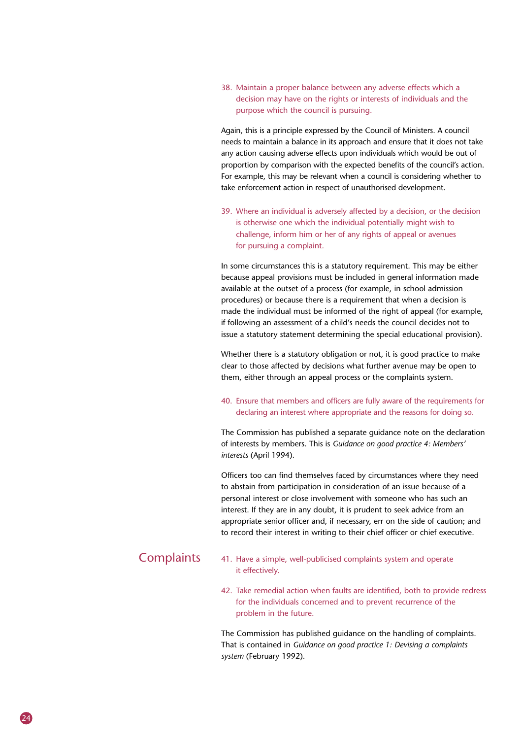38. Maintain a proper balance between any adverse effects which a decision may have on the rights or interests of individuals and the purpose which the council is pursuing.

Again, this is a principle expressed by the Council of Ministers. A council needs to maintain a balance in its approach and ensure that it does not take any action causing adverse effects upon individuals which would be out of proportion by comparison with the expected benefits of the council's action. For example, this may be relevant when a council is considering whether to take enforcement action in respect of unauthorised development.

39. Where an individual is adversely affected by a decision, or the decision is otherwise one which the individual potentially might wish to challenge, inform him or her of any rights of appeal or avenues for pursuing a complaint.

In some circumstances this is a statutory requirement. This may be either because appeal provisions must be included in general information made available at the outset of a process (for example, in school admission procedures) or because there is a requirement that when a decision is made the individual must be informed of the right of appeal (for example, if following an assessment of a child's needs the council decides not to issue a statutory statement determining the special educational provision).

Whether there is a statutory obligation or not, it is good practice to make clear to those affected by decisions what further avenue may be open to them, either through an appeal process or the complaints system.

40. Ensure that members and officers are fully aware of the requirements for declaring an interest where appropriate and the reasons for doing so.

The Commission has published a separate guidance note on the declaration of interests by members. This is *Guidance on good practice 4: Members' interests* (April 1994).

Officers too can find themselves faced by circumstances where they need to abstain from participation in consideration of an issue because of a personal interest or close involvement with someone who has such an interest. If they are in any doubt, it is prudent to seek advice from an appropriate senior officer and, if necessary, err on the side of caution; and to record their interest in writing to their chief officer or chief executive.

## Complaints

41. Have a simple, well-publicised complaints system and operate it effectively.

42. Take remedial action when faults are identified, both to provide redress for the individuals concerned and to prevent recurrence of the problem in the future.

The Commission has published guidance on the handling of complaints. That is contained in *Guidance on good practice 1: Devising a complaints system* (February 1992).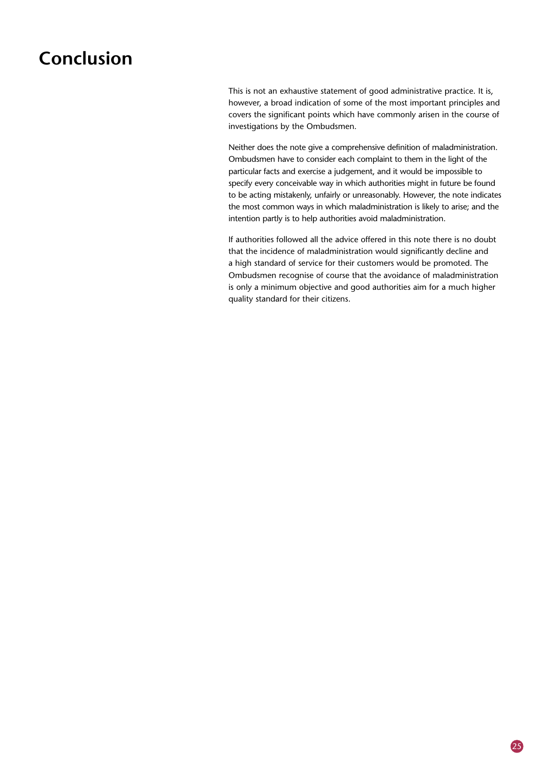# Conclusion

This is not an exhaustive statement of good administrative practice. It is, however, a broad indication of some of the most important principles and covers the significant points which have commonly arisen in the course of investigations by the Ombudsmen.

Neither does the note give a comprehensive definition of maladministration. Ombudsmen have to consider each complaint to them in the light of the particular facts and exercise a judgement, and it would be impossible to specify every conceivable way in which authorities might in future be found to be acting mistakenly, unfairly or unreasonably. However, the note indicates the most common ways in which maladministration is likely to arise; and the intention partly is to help authorities avoid maladministration.

If authorities followed all the advice offered in this note there is no doubt that the incidence of maladministration would significantly decline and a high standard of service for their customers would be promoted. The Ombudsmen recognise of course that the avoidance of maladministration is only a minimum objective and good authorities aim for a much higher quality standard for their citizens.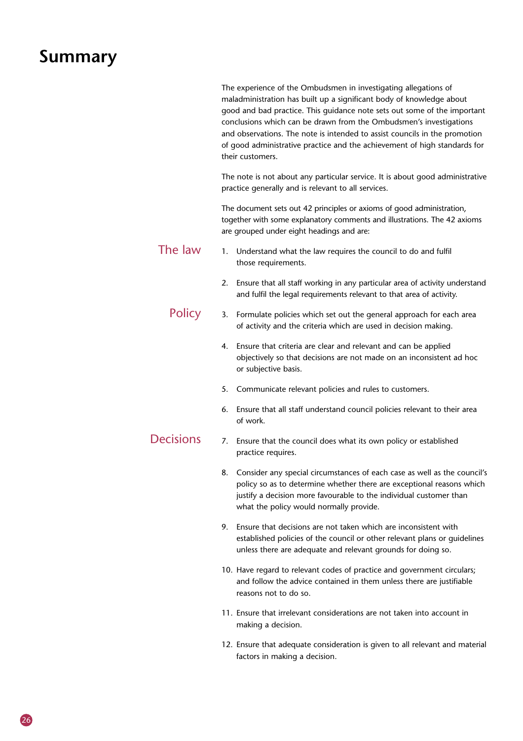# Summary

The experience of the Ombudsmen in investigating allegations of maladministration has built up a significant body of knowledge about good and bad practice. This guidance note sets out some of the important conclusions which can be drawn from the Ombudsmen's investigations and observations. The note is intended to assist councils in the promotion of good administrative practice and the achievement of high standards for their customers.

The note is not about any particular service. It is about good administrative practice generally and is relevant to all services.

The document sets out 42 principles or axioms of good administration, together with some explanatory comments and illustrations. The 42 axioms are grouped under eight headings and are:

## The law

1. Understand what the law requires the council to do and fulfil those requirements.
2. Ensure that all staff working in any particular area of activity understand and fulfil the legal requirements relevant to that area of activity.

## Policy

3. Formulate policies which set out the general approach for each area of activity and the criteria which are used in decision making.
4. Ensure that criteria are clear and relevant and can be applied objectively so that decisions are not made on an inconsistent ad hoc or subjective basis.
5. Communicate relevant policies and rules to customers.
6. Ensure that all staff understand council policies relevant to their area of work.

## Decisions

7. Ensure that the council does what its own policy or established practice requires.
8. Consider any special circumstances of each case as well as the council's policy so as to determine whether there are exceptional reasons which justify a decision more favourable to the individual customer than what the policy would normally provide.
9. Ensure that decisions are not taken which are inconsistent with established policies of the council or other relevant plans or guidelines unless there are adequate and relevant grounds for doing so.
10. Have regard to relevant codes of practice and government circulars; and follow the advice contained in them unless there are justifiable reasons not to do so.
11. Ensure that irrelevant considerations are not taken into account in making a decision.
12. Ensure that adequate consideration is given to all relevant and material factors in making a decision.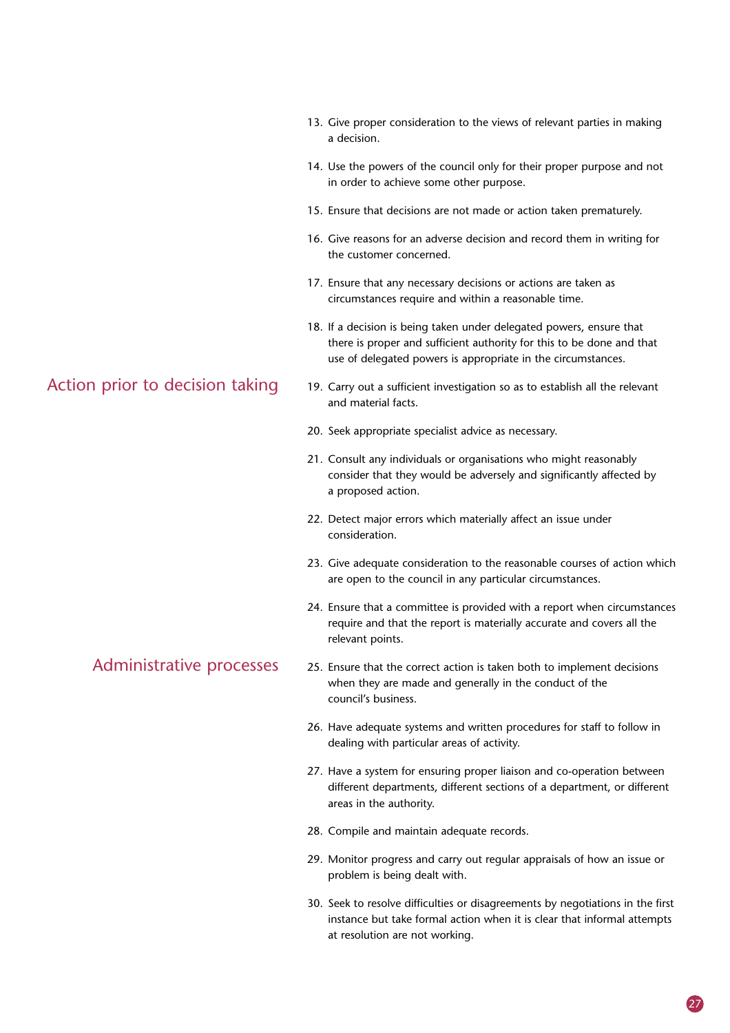13. Give proper consideration to the views of relevant parties in making a decision.
14. Use the powers of the council only for their proper purpose and not in order to achieve some other purpose.
15. Ensure that decisions are not made or action taken prematurely.
16. Give reasons for an adverse decision and record them in writing for the customer concerned.
17. Ensure that any necessary decisions or actions are taken as circumstances require and within a reasonable time.
18. If a decision is being taken under delegated powers, ensure that there is proper and sufficient authority for this to be done and that use of delegated powers is appropriate in the circumstances.

## Action prior to decision taking

19. Carry out a sufficient investigation so as to establish all the relevant and material facts.
20. Seek appropriate specialist advice as necessary.
21. Consult any individuals or organisations who might reasonably consider that they would be adversely and significantly affected by a proposed action.
22. Detect major errors which materially affect an issue under consideration.
23. Give adequate consideration to the reasonable courses of action which are open to the council in any particular circumstances.
24. Ensure that a committee is provided with a report when circumstances require and that the report is materially accurate and covers all the relevant points.

## Administrative processes

25. Ensure that the correct action is taken both to implement decisions when they are made and generally in the conduct of the council's business.
26. Have adequate systems and written procedures for staff to follow in dealing with particular areas of activity.
27. Have a system for ensuring proper liaison and co-operation between different departments, different sections of a department, or different areas in the authority.
28. Compile and maintain adequate records.
29. Monitor progress and carry out regular appraisals of how an issue or problem is being dealt with.
30. Seek to resolve difficulties or disagreements by negotiations in the first instance but take formal action when it is clear that informal attempts at resolution are not working.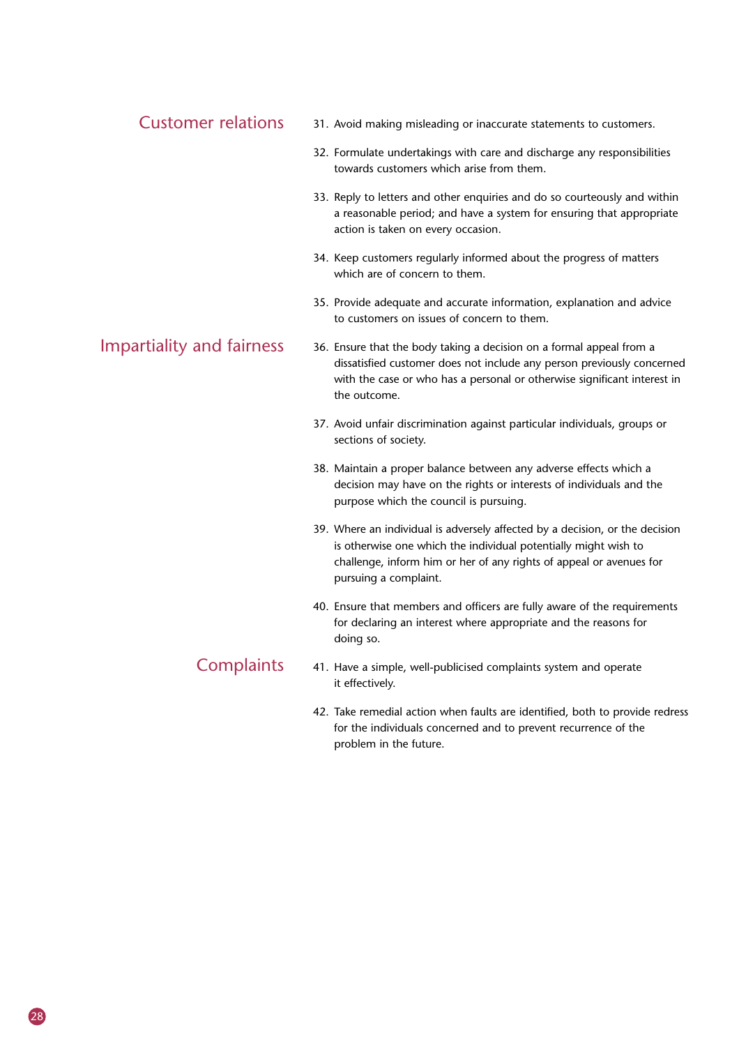## Customer relations

31. Avoid making misleading or inaccurate statements to customers.

32. Formulate undertakings with care and discharge any responsibilities towards customers which arise from them.

33. Reply to letters and other enquiries and do so courteously and within a reasonable period; and have a system for ensuring that appropriate action is taken on every occasion.

34. Keep customers regularly informed about the progress of matters which are of concern to them.

35. Provide adequate and accurate information, explanation and advice to customers on issues of concern to them.

## Impartiality and fairness

36. Ensure that the body taking a decision on a formal appeal from a dissatisfied customer does not include any person previously concerned with the case or who has a personal or otherwise significant interest in the outcome.

37. Avoid unfair discrimination against particular individuals, groups or sections of society.

38. Maintain a proper balance between any adverse effects which a decision may have on the rights or interests of individuals and the purpose which the council is pursuing.

39. Where an individual is adversely affected by a decision, or the decision is otherwise one which the individual potentially might wish to challenge, inform him or her of any rights of appeal or avenues for pursuing a complaint.

40. Ensure that members and officers are fully aware of the requirements for declaring an interest where appropriate and the reasons for doing so.

## Complaints

41. Have a simple, well-publicised complaints system and operate it effectively.

42. Take remedial action when faults are identified, both to provide redress for the individuals concerned and to prevent recurrence of the problem in the future.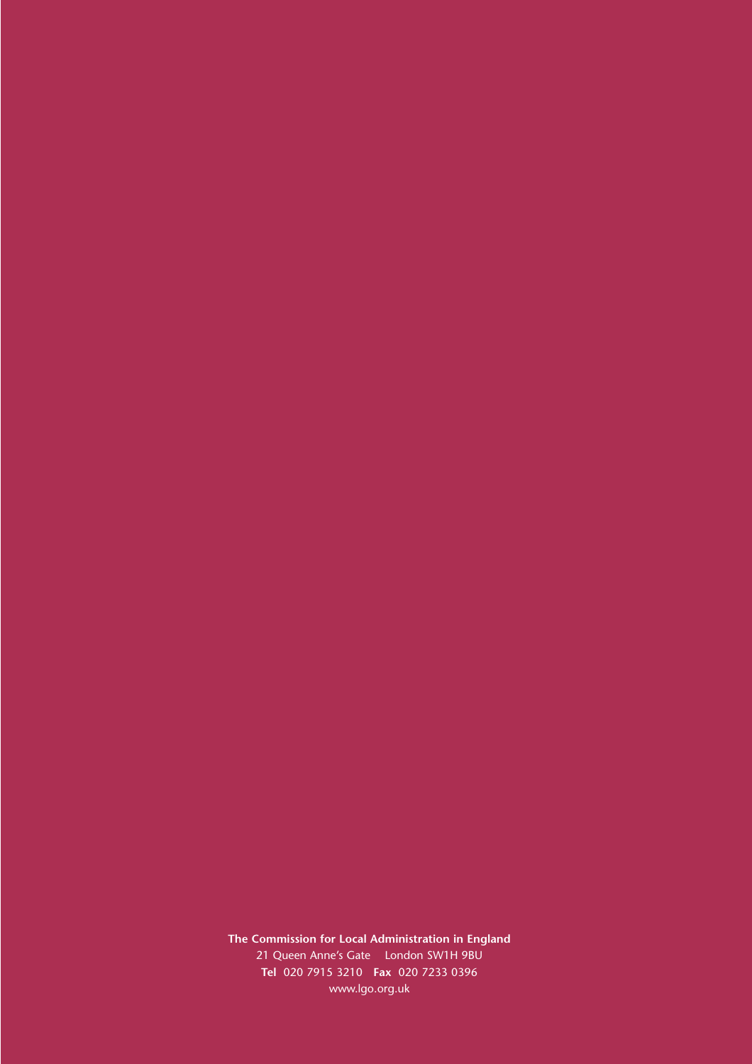**The Commission for Local Administration in England**

21 Queen Anne's Gate    London SW1H 9BU

**Tel** 020 7915 3210   **Fax** 020 7233 0396

www.lgo.org.uk